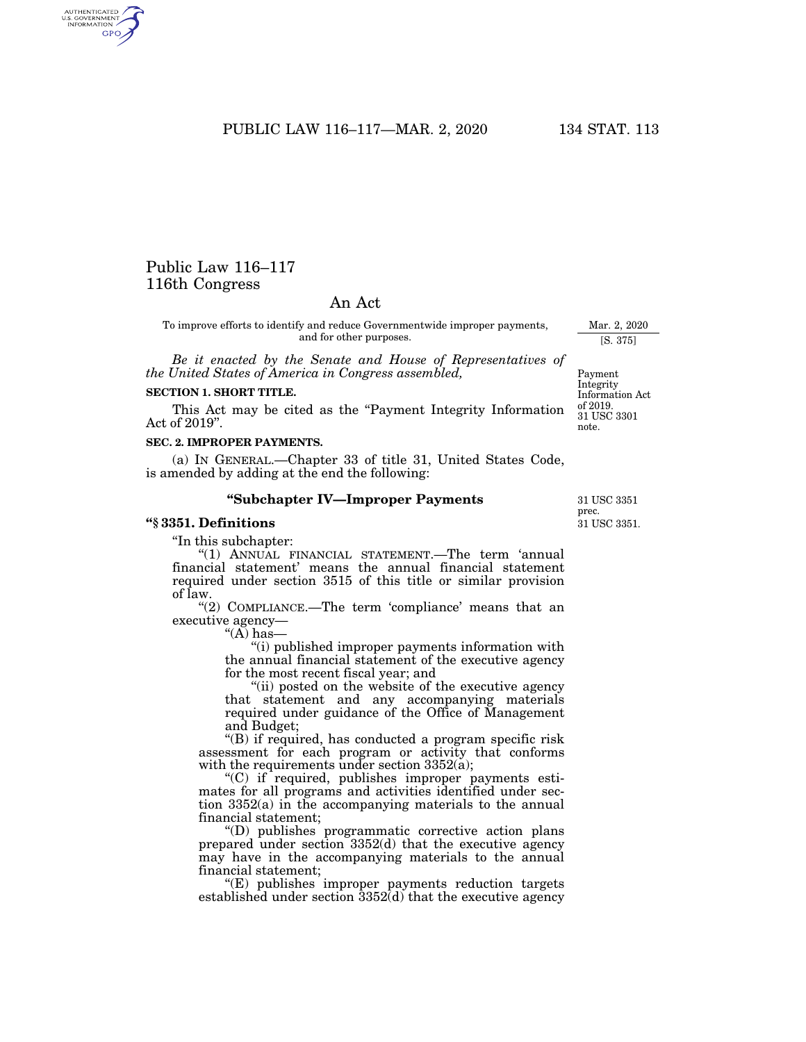# Public Law 116–117
## 116th Congress

## An Act

To improve efforts to identify and reduce Governmentwide improper payments, and for other purposes.

Mar. 2, 2020
[S. 375]

*Be it enacted by the Senate and House of Representatives of the United States of America in Congress assembled,*

Payment Integrity Information Act of 2019.
31 USC 3301 note.

**SECTION 1. SHORT TITLE.**

This Act may be cited as the "Payment Integrity Information Act of 2019".

**SEC. 2. IMPROPER PAYMENTS.**

(a) IN GENERAL.—Chapter 33 of title 31, United States Code, is amended by adding at the end the following:

31 USC 3351 prec.

### "Subchapter IV—Improper Payments

31 USC 3351.

### "§ 3351. Definitions

"In this subchapter:

"(1) ANNUAL FINANCIAL STATEMENT.—The term 'annual financial statement' means the annual financial statement required under section 3515 of this title or similar provision of law.

"(2) COMPLIANCE.—The term 'compliance' means that an executive agency—

"(A) has—

"(i) published improper payments information with the annual financial statement of the executive agency for the most recent fiscal year; and

"(ii) posted on the website of the executive agency that statement and any accompanying materials required under guidance of the Office of Management and Budget;

"(B) if required, has conducted a program specific risk assessment for each program or activity that conforms with the requirements under section 3352(a);

"(C) if required, publishes improper payments estimates for all programs and activities identified under section 3352(a) in the accompanying materials to the annual financial statement;

"(D) publishes programmatic corrective action plans prepared under section 3352(d) that the executive agency may have in the accompanying materials to the annual financial statement;

"(E) publishes improper payments reduction targets established under section 3352(d) that the executive agency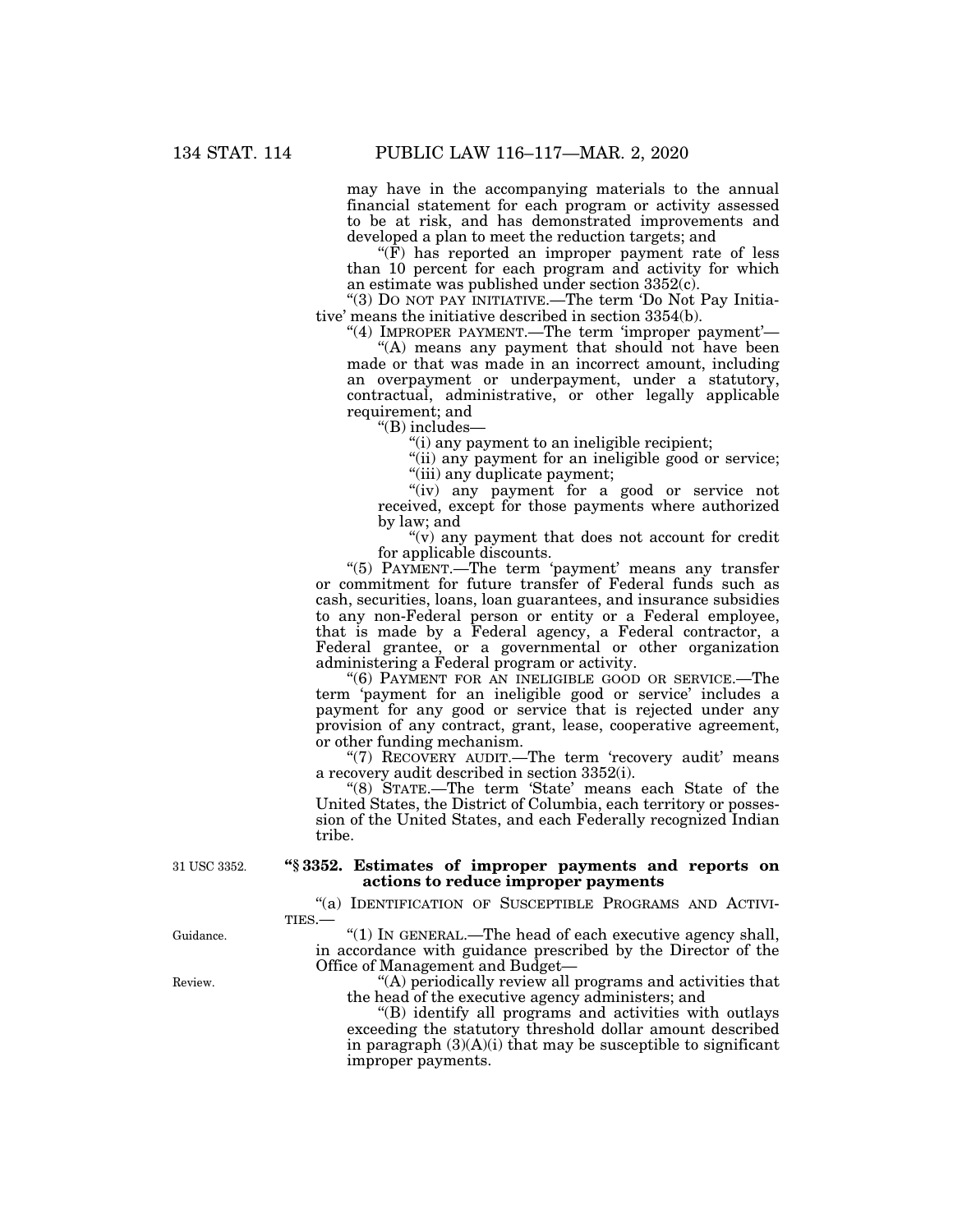may have in the accompanying materials to the annual financial statement for each program or activity assessed to be at risk, and has demonstrated improvements and developed a plan to meet the reduction targets; and

"(F) has reported an improper payment rate of less than 10 percent for each program and activity for which an estimate was published under section 3352(c).

"(3) DO NOT PAY INITIATIVE.—The term 'Do Not Pay Initiative' means the initiative described in section 3354(b).

"(4) IMPROPER PAYMENT.—The term 'improper payment'—

"(A) means any payment that should not have been made or that was made in an incorrect amount, including an overpayment or underpayment, under a statutory, contractual, administrative, or other legally applicable requirement; and

"(B) includes—

"(i) any payment to an ineligible recipient;

"(ii) any payment for an ineligible good or service;

"(iii) any duplicate payment;

"(iv) any payment for a good or service not received, except for those payments where authorized by law; and

"(v) any payment that does not account for credit for applicable discounts.

"(5) PAYMENT.—The term 'payment' means any transfer or commitment for future transfer of Federal funds such as cash, securities, loans, loan guarantees, and insurance subsidies to any non-Federal person or entity or a Federal employee, that is made by a Federal agency, a Federal contractor, a Federal grantee, or a governmental or other organization administering a Federal program or activity.

"(6) PAYMENT FOR AN INELIGIBLE GOOD OR SERVICE.—The term 'payment for an ineligible good or service' includes a payment for any good or service that is rejected under any provision of any contract, grant, lease, cooperative agreement, or other funding mechanism.

"(7) RECOVERY AUDIT.—The term 'recovery audit' means a recovery audit described in section 3352(i).

"(8) STATE.—The term 'State' means each State of the United States, the District of Columbia, each territory or possession of the United States, and each Federally recognized Indian tribe.

31 USC 3352.

## "§ 3352. Estimates of improper payments and reports on actions to reduce improper payments

"(a) IDENTIFICATION OF SUSCEPTIBLE PROGRAMS AND ACTIVITIES.—

Guidance.

"(1) IN GENERAL.—The head of each executive agency shall, in accordance with guidance prescribed by the Director of the Office of Management and Budget—

Review.

"(A) periodically review all programs and activities that the head of the executive agency administers; and

"(B) identify all programs and activities with outlays exceeding the statutory threshold dollar amount described in paragraph (3)(A)(i) that may be susceptible to significant improper payments.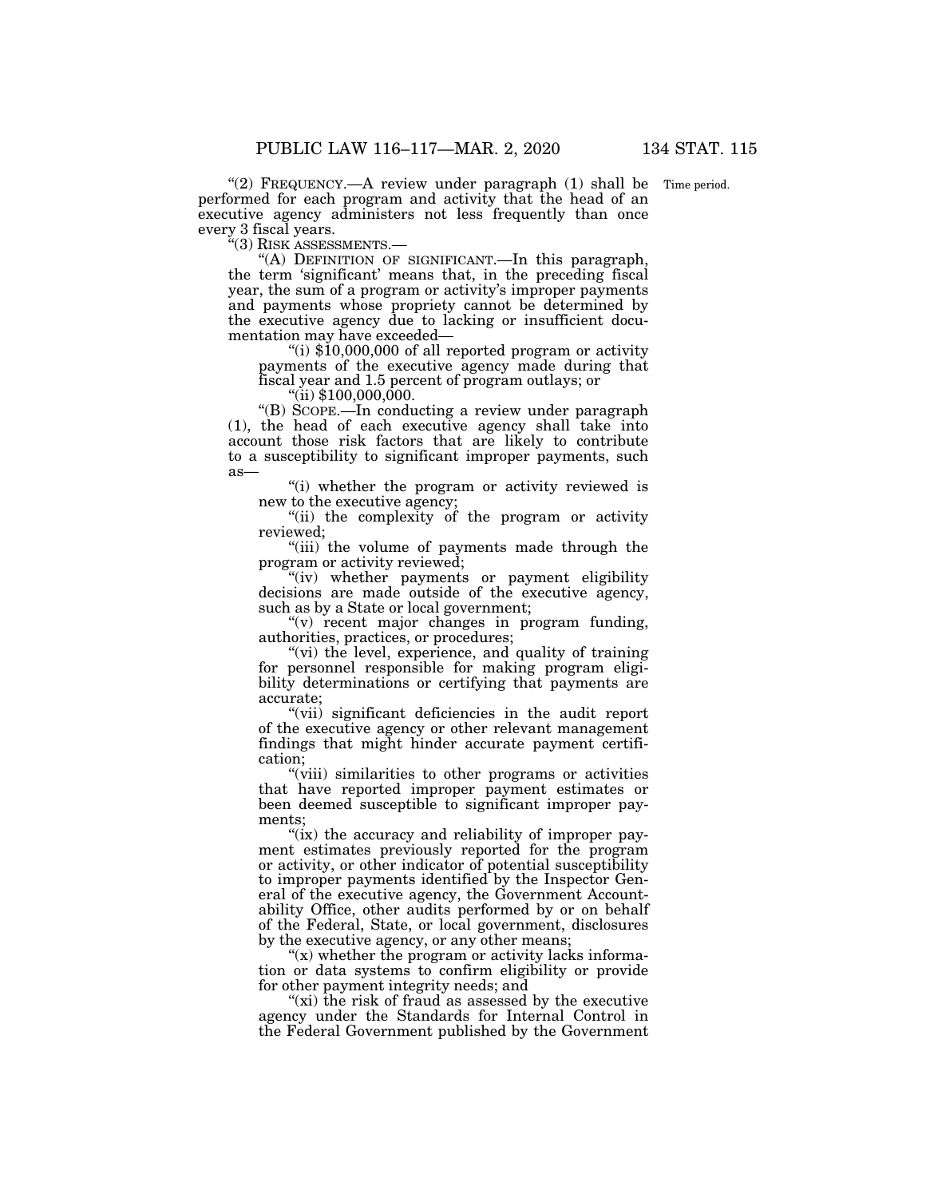"(2) FREQUENCY.—A review under paragraph (1) shall be performed for each program and activity that the head of an executive agency administers not less frequently than once every 3 fiscal years.

Time period.

"(3) RISK ASSESSMENTS.—

"(A) DEFINITION OF SIGNIFICANT.—In this paragraph, the term 'significant' means that, in the preceding fiscal year, the sum of a program or activity's improper payments and payments whose propriety cannot be determined by the executive agency due to lacking or insufficient documentation may have exceeded—

"(i) $10,000,000 of all reported program or activity payments of the executive agency made during that fiscal year and 1.5 percent of program outlays; or

"(ii) $100,000,000.

"(B) SCOPE.—In conducting a review under paragraph (1), the head of each executive agency shall take into account those risk factors that are likely to contribute to a susceptibility to significant improper payments, such as—

"(i) whether the program or activity reviewed is new to the executive agency;

"(ii) the complexity of the program or activity reviewed;

"(iii) the volume of payments made through the program or activity reviewed;

"(iv) whether payments or payment eligibility decisions are made outside of the executive agency, such as by a State or local government;

"(v) recent major changes in program funding, authorities, practices, or procedures;

"(vi) the level, experience, and quality of training for personnel responsible for making program eligibility determinations or certifying that payments are accurate;

"(vii) significant deficiencies in the audit report of the executive agency or other relevant management findings that might hinder accurate payment certification;

"(viii) similarities to other programs or activities that have reported improper payment estimates or been deemed susceptible to significant improper payments;

"(ix) the accuracy and reliability of improper payment estimates previously reported for the program or activity, or other indicator of potential susceptibility to improper payments identified by the Inspector General of the executive agency, the Government Accountability Office, other audits performed by or on behalf of the Federal, State, or local government, disclosures by the executive agency, or any other means;

"(x) whether the program or activity lacks information or data systems to confirm eligibility or provide for other payment integrity needs; and

"(xi) the risk of fraud as assessed by the executive agency under the Standards for Internal Control in the Federal Government published by the Government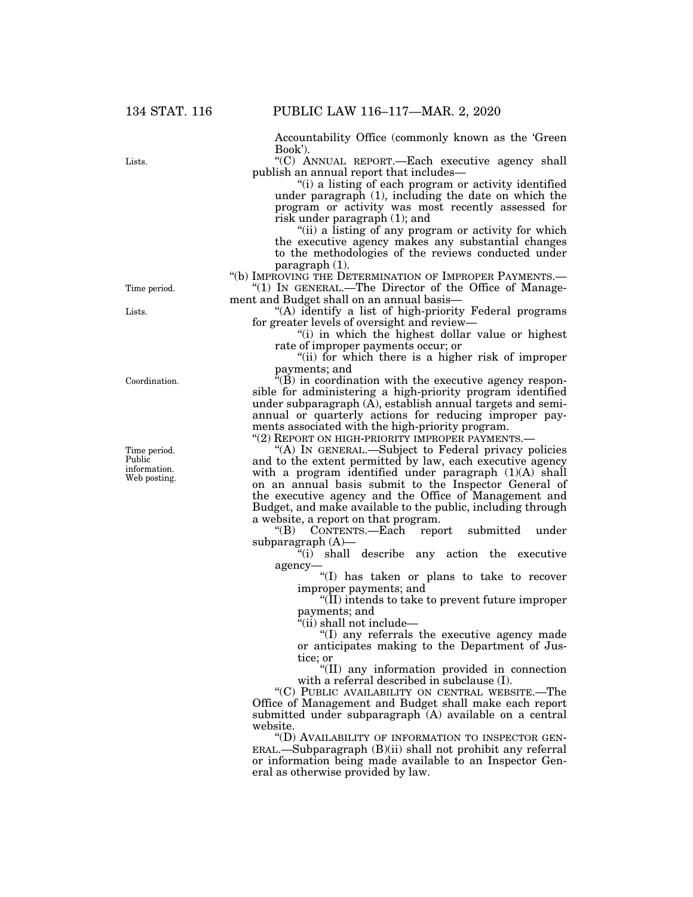Accountability Office (commonly known as the 'Green Book').

"(C) ANNUAL REPORT.—Each executive agency shall publish an annual report that includes—

"(i) a listing of each program or activity identified under paragraph (1), including the date on which the program or activity was most recently assessed for risk under paragraph (1); and

"(ii) a listing of any program or activity for which the executive agency makes any substantial changes to the methodologies of the reviews conducted under paragraph (1).

"(b) IMPROVING THE DETERMINATION OF IMPROPER PAYMENTS.—

"(1) IN GENERAL.—The Director of the Office of Management and Budget shall on an annual basis—

"(A) identify a list of high-priority Federal programs for greater levels of oversight and review—

"(i) in which the highest dollar value or highest rate of improper payments occur; or

"(ii) for which there is a higher risk of improper payments; and

"(B) in coordination with the executive agency responsible for administering a high-priority program identified under subparagraph (A), establish annual targets and semi-annual or quarterly actions for reducing improper payments associated with the high-priority program.

"(2) REPORT ON HIGH-PRIORITY IMPROPER PAYMENTS.—

"(A) IN GENERAL.—Subject to Federal privacy policies and to the extent permitted by law, each executive agency with a program identified under paragraph (1)(A) shall on an annual basis submit to the Inspector General of the executive agency and the Office of Management and Budget, and make available to the public, including through a website, a report on that program.

"(B) CONTENTS.—Each report submitted under subparagraph (A)—

"(i) shall describe any action the executive agency—

"(I) has taken or plans to take to recover improper payments; and

"(II) intends to take to prevent future improper payments; and

"(ii) shall not include—

"(I) any referrals the executive agency made or anticipates making to the Department of Justice; or

"(II) any information provided in connection with a referral described in subclause (I).

"(C) PUBLIC AVAILABILITY ON CENTRAL WEBSITE.—The Office of Management and Budget shall make each report submitted under subparagraph (A) available on a central website.

"(D) AVAILABILITY OF INFORMATION TO INSPECTOR GENERAL.—Subparagraph (B)(ii) shall not prohibit any referral or information being made available to an Inspector General as otherwise provided by law.

Lists.

Time period.

Lists.

Coordination.

Time period.
Public information.
Web posting.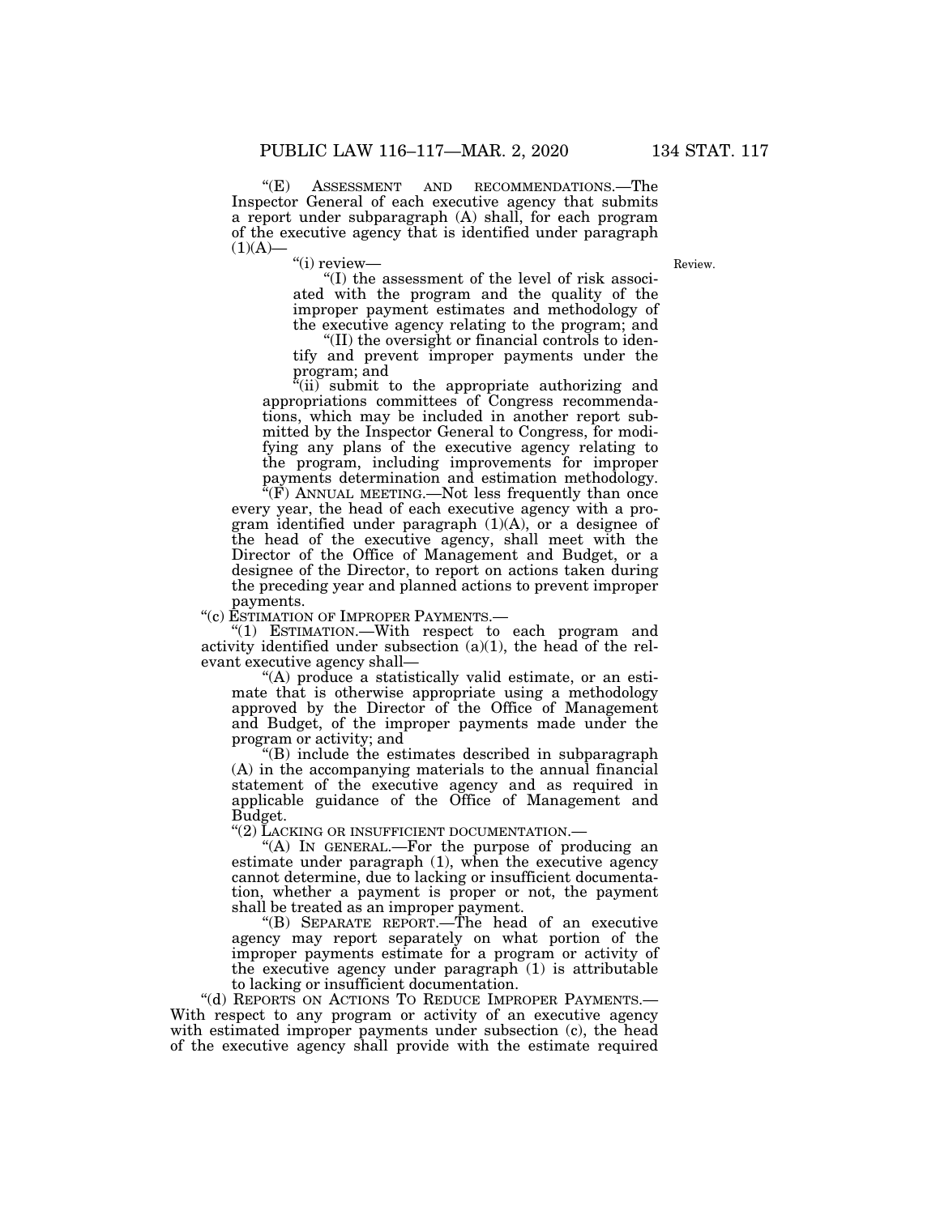"(E) ASSESSMENT AND RECOMMENDATIONS.—The Inspector General of each executive agency that submits a report under subparagraph (A) shall, for each program of the executive agency that is identified under paragraph (1)(A)—

"(i) review—

"(I) the assessment of the level of risk associated with the program and the quality of the improper payment estimates and methodology of the executive agency relating to the program; and

"(II) the oversight or financial controls to identify and prevent improper payments under the program; and

"(ii) submit to the appropriate authorizing and appropriations committees of Congress recommendations, which may be included in another report submitted by the Inspector General to Congress, for modifying any plans of the executive agency relating to the program, including improvements for improper payments determination and estimation methodology.

"(F) ANNUAL MEETING.—Not less frequently than once every year, the head of each executive agency with a program identified under paragraph (1)(A), or a designee of the head of the executive agency, shall meet with the Director of the Office of Management and Budget, or a designee of the Director, to report on actions taken during the preceding year and planned actions to prevent improper payments.

Review.

"(c) ESTIMATION OF IMPROPER PAYMENTS.—

"(1) ESTIMATION.—With respect to each program and activity identified under subsection (a)(1), the head of the relevant executive agency shall—

"(A) produce a statistically valid estimate, or an estimate that is otherwise appropriate using a methodology approved by the Director of the Office of Management and Budget, of the improper payments made under the program or activity; and

"(B) include the estimates described in subparagraph (A) in the accompanying materials to the annual financial statement of the executive agency and as required in applicable guidance of the Office of Management and Budget.

"(2) LACKING OR INSUFFICIENT DOCUMENTATION.—

"(A) IN GENERAL.—For the purpose of producing an estimate under paragraph (1), when the executive agency cannot determine, due to lacking or insufficient documentation, whether a payment is proper or not, the payment shall be treated as an improper payment.

"(B) SEPARATE REPORT.—The head of an executive agency may report separately on what portion of the improper payments estimate for a program or activity of the executive agency under paragraph (1) is attributable to lacking or insufficient documentation.

"(d) REPORTS ON ACTIONS TO REDUCE IMPROPER PAYMENTS.—With respect to any program or activity of an executive agency with estimated improper payments under subsection (c), the head of the executive agency shall provide with the estimate required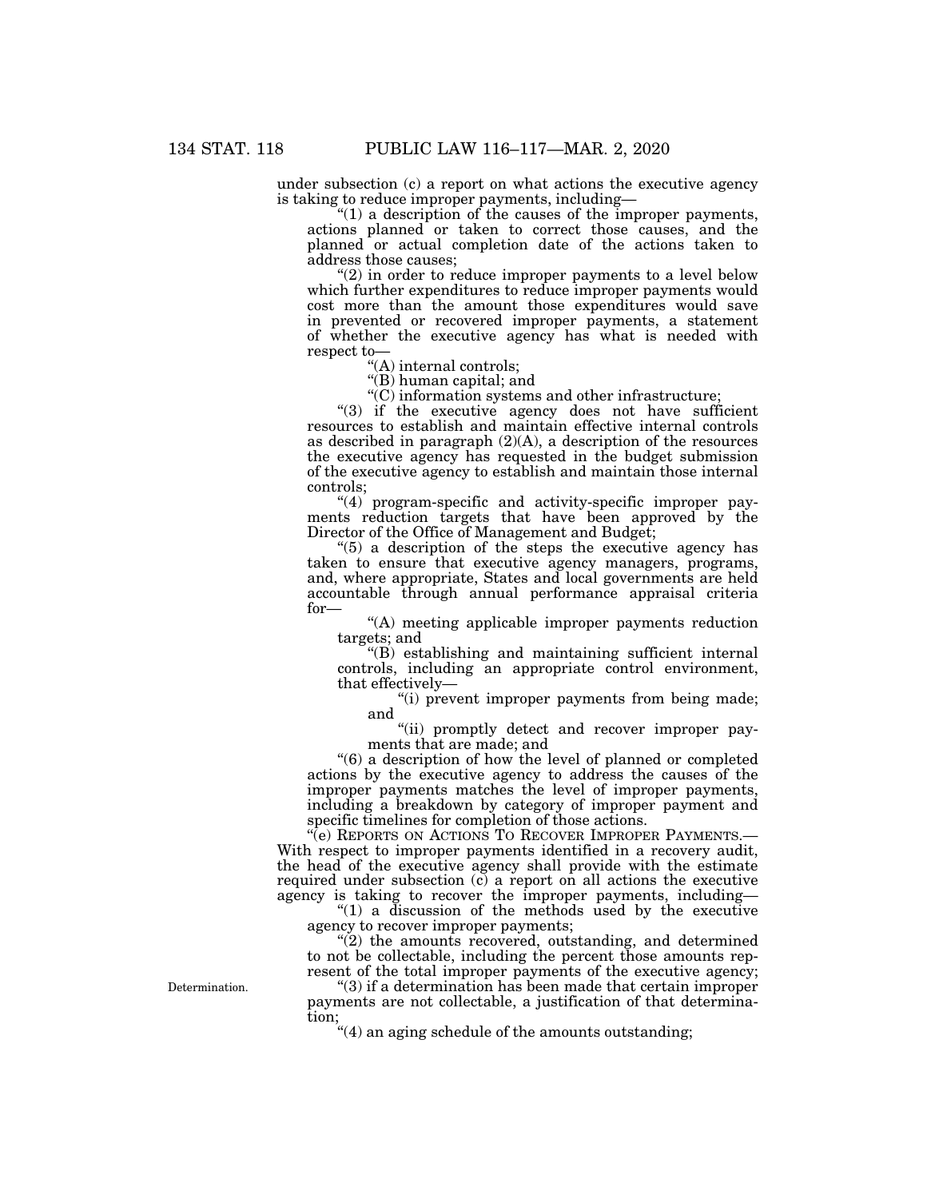under subsection (c) a report on what actions the executive agency is taking to reduce improper payments, including—

"(1) a description of the causes of the improper payments, actions planned or taken to correct those causes, and the planned or actual completion date of the actions taken to address those causes;

"(2) in order to reduce improper payments to a level below which further expenditures to reduce improper payments would cost more than the amount those expenditures would save in prevented or recovered improper payments, a statement of whether the executive agency has what is needed with respect to—

"(A) internal controls;

"(B) human capital; and

"(C) information systems and other infrastructure;

"(3) if the executive agency does not have sufficient resources to establish and maintain effective internal controls as described in paragraph (2)(A), a description of the resources the executive agency has requested in the budget submission of the executive agency to establish and maintain those internal controls;

"(4) program-specific and activity-specific improper payments reduction targets that have been approved by the Director of the Office of Management and Budget;

"(5) a description of the steps the executive agency has taken to ensure that executive agency managers, programs, and, where appropriate, States and local governments are held accountable through annual performance appraisal criteria for—

"(A) meeting applicable improper payments reduction targets; and

"(B) establishing and maintaining sufficient internal controls, including an appropriate control environment, that effectively—

"(i) prevent improper payments from being made; and

"(ii) promptly detect and recover improper payments that are made; and

"(6) a description of how the level of planned or completed actions by the executive agency to address the causes of the improper payments matches the level of improper payments, including a breakdown by category of improper payment and specific timelines for completion of those actions.

"(e) REPORTS ON ACTIONS TO RECOVER IMPROPER PAYMENTS.— With respect to improper payments identified in a recovery audit, the head of the executive agency shall provide with the estimate required under subsection (c) a report on all actions the executive agency is taking to recover the improper payments, including—

"(1) a discussion of the methods used by the executive agency to recover improper payments;

"(2) the amounts recovered, outstanding, and determined to not be collectable, including the percent those amounts represent of the total improper payments of the executive agency;

Determination.

"(3) if a determination has been made that certain improper payments are not collectable, a justification of that determination;

"(4) an aging schedule of the amounts outstanding;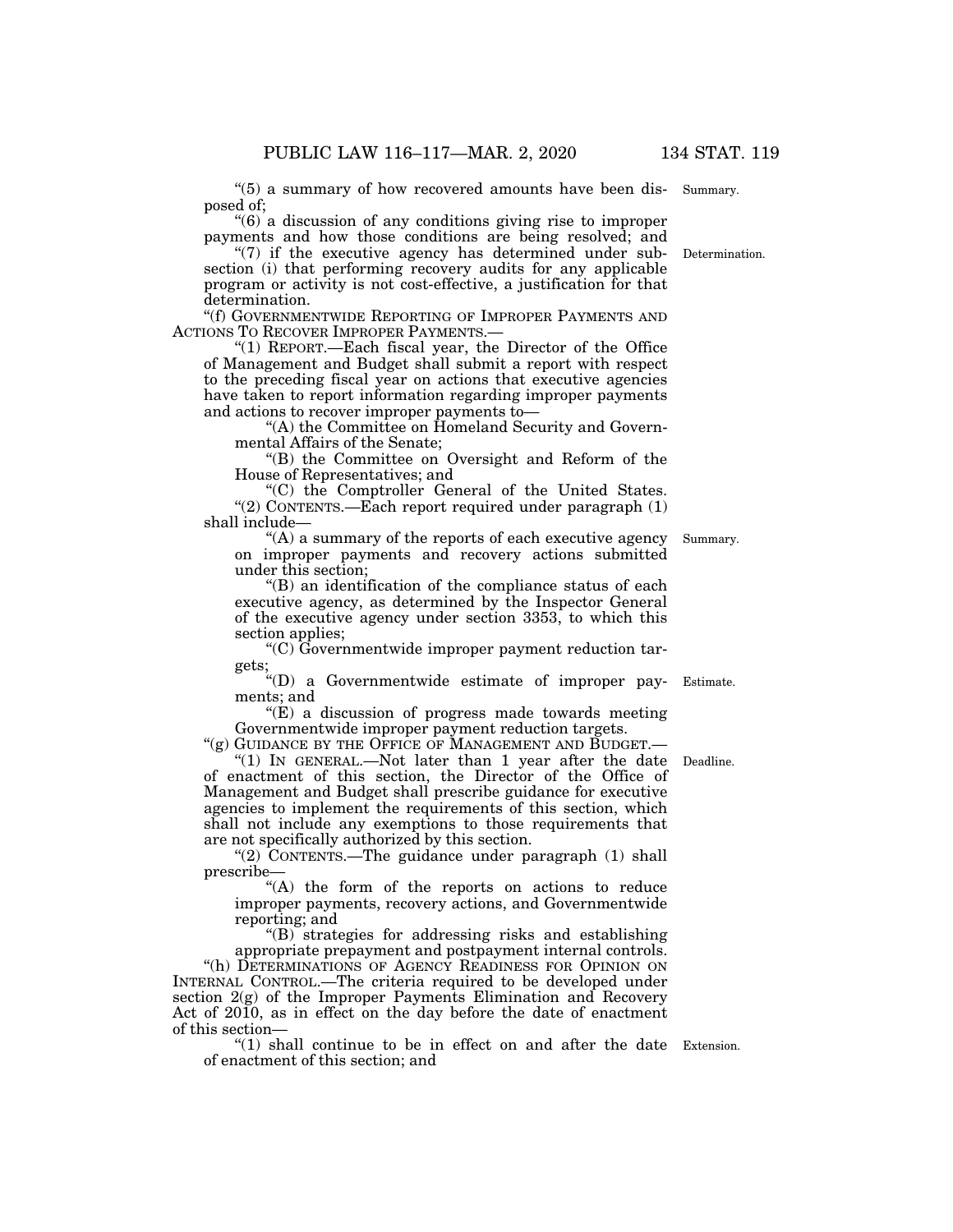"(5) a summary of how recovered amounts have been disposed of;

"(6) a discussion of any conditions giving rise to improper payments and how those conditions are being resolved; and

"(7) if the executive agency has determined under subsection (i) that performing recovery audits for any applicable program or activity is not cost-effective, a justification for that determination.

"(f) GOVERNMENTWIDE REPORTING OF IMPROPER PAYMENTS AND ACTIONS TO RECOVER IMPROPER PAYMENTS.—

"(1) REPORT.—Each fiscal year, the Director of the Office of Management and Budget shall submit a report with respect to the preceding fiscal year on actions that executive agencies have taken to report information regarding improper payments and actions to recover improper payments to—

"(A) the Committee on Homeland Security and Governmental Affairs of the Senate;

"(B) the Committee on Oversight and Reform of the House of Representatives; and

"(C) the Comptroller General of the United States.

"(2) CONTENTS.—Each report required under paragraph (1) shall include—

"(A) a summary of the reports of each executive agency on improper payments and recovery actions submitted under this section;

"(B) an identification of the compliance status of each executive agency, as determined by the Inspector General of the executive agency under section 3353, to which this section applies;

"(C) Governmentwide improper payment reduction targets;

"(D) a Governmentwide estimate of improper payments; and

"(E) a discussion of progress made towards meeting Governmentwide improper payment reduction targets.

"(g) GUIDANCE BY THE OFFICE OF MANAGEMENT AND BUDGET.—

"(1) IN GENERAL.—Not later than 1 year after the date of enactment of this section, the Director of the Office of Management and Budget shall prescribe guidance for executive agencies to implement the requirements of this section, which shall not include any exemptions to those requirements that are not specifically authorized by this section.

"(2) CONTENTS.—The guidance under paragraph (1) shall prescribe—

"(A) the form of the reports on actions to reduce improper payments, recovery actions, and Governmentwide reporting; and

"(B) strategies for addressing risks and establishing appropriate prepayment and postpayment internal controls.

"(h) DETERMINATIONS OF AGENCY READINESS FOR OPINION ON INTERNAL CONTROL.—The criteria required to be developed under section 2(g) of the Improper Payments Elimination and Recovery Act of 2010, as in effect on the day before the date of enactment of this section—

"(1) shall continue to be in effect on and after the date of enactment of this section; and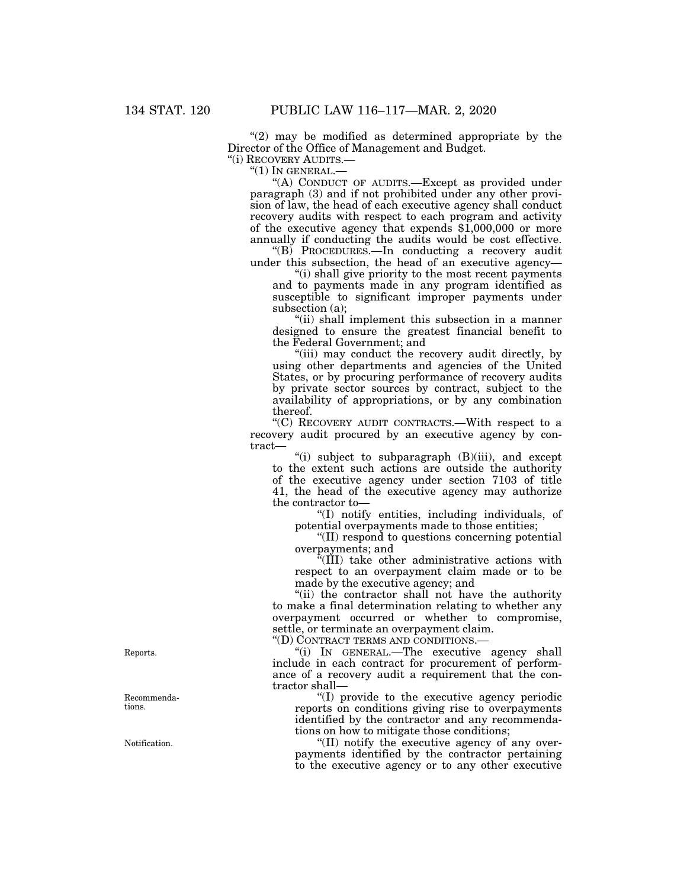"(2) may be modified as determined appropriate by the Director of the Office of Management and Budget.

"(i) RECOVERY AUDITS.—

"(1) IN GENERAL.—

"(A) CONDUCT OF AUDITS.—Except as provided under paragraph (3) and if not prohibited under any other provision of law, the head of each executive agency shall conduct recovery audits with respect to each program and activity of the executive agency that expends $1,000,000 or more annually if conducting the audits would be cost effective.

"(B) PROCEDURES.—In conducting a recovery audit under this subsection, the head of an executive agency—

"(i) shall give priority to the most recent payments and to payments made in any program identified as susceptible to significant improper payments under subsection (a);

"(ii) shall implement this subsection in a manner designed to ensure the greatest financial benefit to the Federal Government; and

"(iii) may conduct the recovery audit directly, by using other departments and agencies of the United States, or by procuring performance of recovery audits by private sector sources by contract, subject to the availability of appropriations, or by any combination thereof.

"(C) RECOVERY AUDIT CONTRACTS.—With respect to a recovery audit procured by an executive agency by contract—

"(i) subject to subparagraph (B)(iii), and except to the extent such actions are outside the authority of the executive agency under section 7103 of title 41, the head of the executive agency may authorize the contractor to—

"(I) notify entities, including individuals, of potential overpayments made to those entities;

"(II) respond to questions concerning potential overpayments; and

"(III) take other administrative actions with respect to an overpayment claim made or to be made by the executive agency; and

"(ii) the contractor shall not have the authority to make a final determination relating to whether any overpayment occurred or whether to compromise, settle, or terminate an overpayment claim.

"(D) CONTRACT TERMS AND CONDITIONS.—

Reports.

"(i) IN GENERAL.—The executive agency shall include in each contract for procurement of performance of a recovery audit a requirement that the contractor shall—

Recommendations.

"(I) provide to the executive agency periodic reports on conditions giving rise to overpayments identified by the contractor and any recommendations on how to mitigate those conditions;

Notification.

"(II) notify the executive agency of any overpayments identified by the contractor pertaining to the executive agency or to any other executive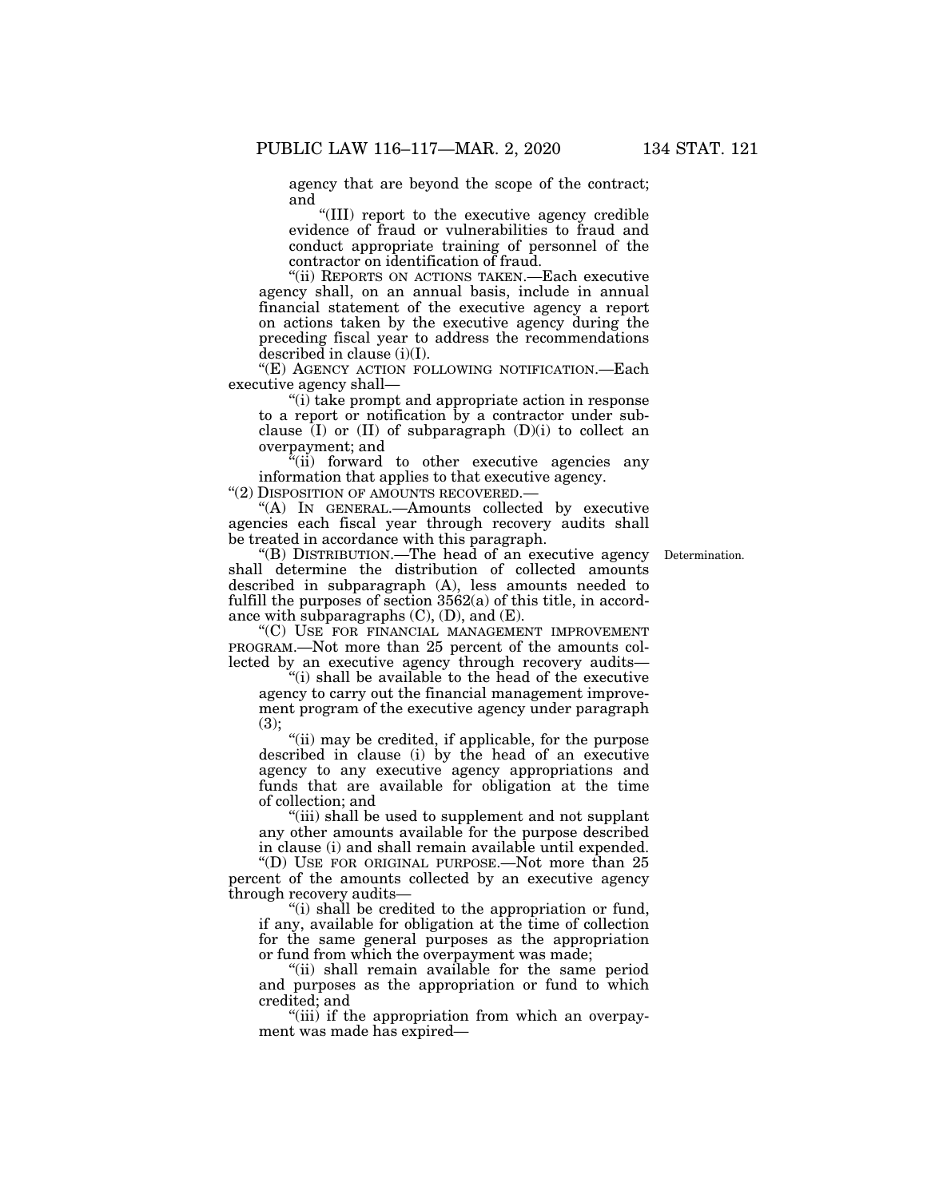agency that are beyond the scope of the contract; and

"(III) report to the executive agency credible evidence of fraud or vulnerabilities to fraud and conduct appropriate training of personnel of the contractor on identification of fraud.

"(ii) REPORTS ON ACTIONS TAKEN.—Each executive agency shall, on an annual basis, include in annual financial statement of the executive agency a report on actions taken by the executive agency during the preceding fiscal year to address the recommendations described in clause (i)(I).

"(E) AGENCY ACTION FOLLOWING NOTIFICATION.—Each executive agency shall—

"(i) take prompt and appropriate action in response to a report or notification by a contractor under subclause (I) or (II) of subparagraph (D)(i) to collect an overpayment; and

"(ii) forward to other executive agencies any information that applies to that executive agency.

"(2) DISPOSITION OF AMOUNTS RECOVERED.—

"(A) IN GENERAL.—Amounts collected by executive agencies each fiscal year through recovery audits shall be treated in accordance with this paragraph.

"(B) DISTRIBUTION.—The head of an executive agency shall determine the distribution of collected amounts described in subparagraph (A), less amounts needed to fulfill the purposes of section 3562(a) of this title, in accordance with subparagraphs (C), (D), and (E).

Determination.

"(C) USE FOR FINANCIAL MANAGEMENT IMPROVEMENT PROGRAM.—Not more than 25 percent of the amounts collected by an executive agency through recovery audits—

"(i) shall be available to the head of the executive agency to carry out the financial management improvement program of the executive agency under paragraph (3);

"(ii) may be credited, if applicable, for the purpose described in clause (i) by the head of an executive agency to any executive agency appropriations and funds that are available for obligation at the time of collection; and

"(iii) shall be used to supplement and not supplant any other amounts available for the purpose described in clause (i) and shall remain available until expended.

"(D) USE FOR ORIGINAL PURPOSE.—Not more than 25 percent of the amounts collected by an executive agency through recovery audits—

"(i) shall be credited to the appropriation or fund, if any, available for obligation at the time of collection for the same general purposes as the appropriation or fund from which the overpayment was made;

"(ii) shall remain available for the same period and purposes as the appropriation or fund to which credited; and

"(iii) if the appropriation from which an overpayment was made has expired—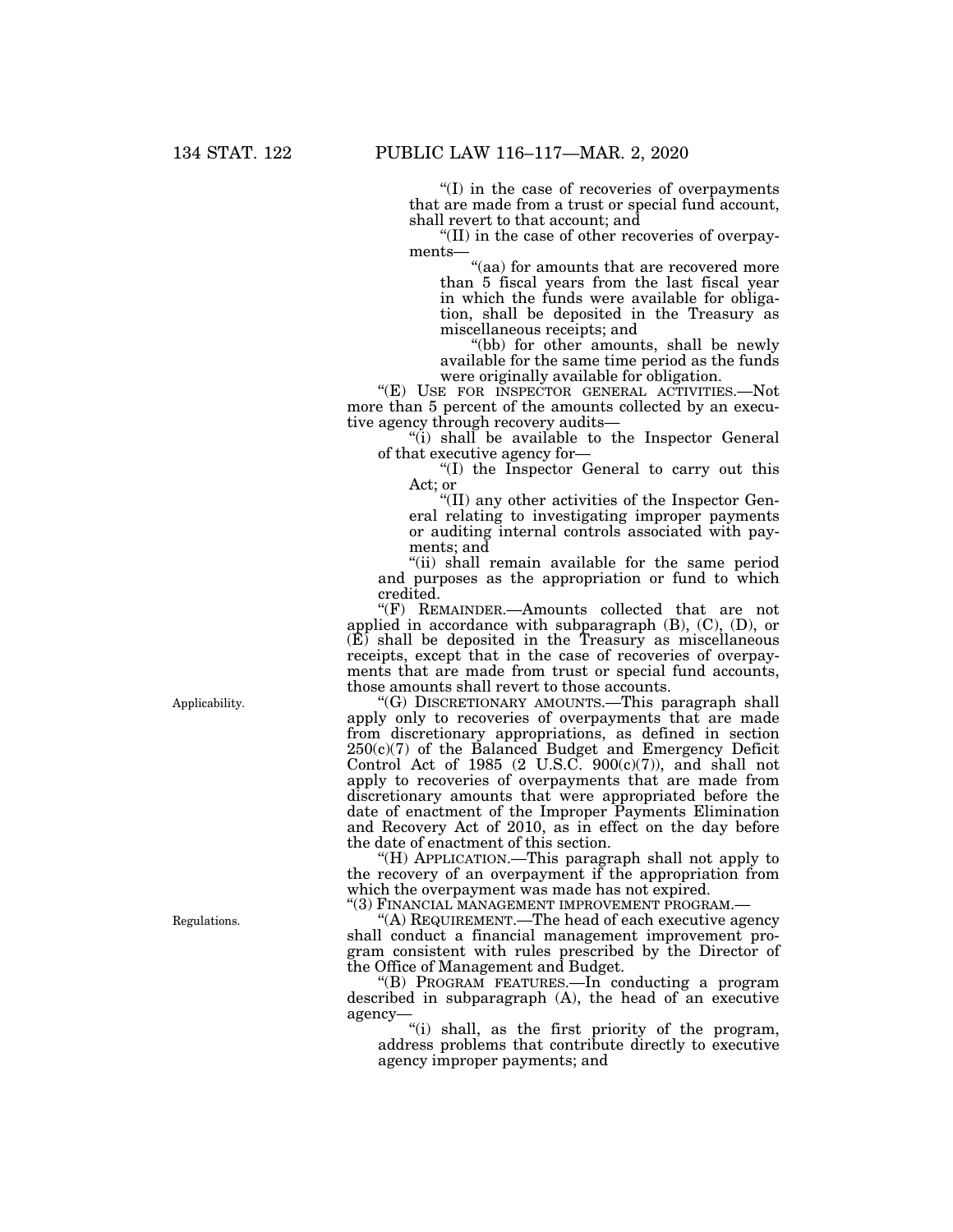"(I) in the case of recoveries of overpayments that are made from a trust or special fund account, shall revert to that account; and

"(II) in the case of other recoveries of overpayments—

"(aa) for amounts that are recovered more than 5 fiscal years from the last fiscal year in which the funds were available for obligation, shall be deposited in the Treasury as miscellaneous receipts; and

"(bb) for other amounts, shall be newly available for the same time period as the funds were originally available for obligation.

"(E) USE FOR INSPECTOR GENERAL ACTIVITIES.—Not more than 5 percent of the amounts collected by an executive agency through recovery audits—

"(i) shall be available to the Inspector General of that executive agency for—

"(I) the Inspector General to carry out this Act; or

"(II) any other activities of the Inspector General relating to investigating improper payments or auditing internal controls associated with payments; and

"(ii) shall remain available for the same period and purposes as the appropriation or fund to which credited.

"(F) REMAINDER.—Amounts collected that are not applied in accordance with subparagraph (B), (C), (D), or (E) shall be deposited in the Treasury as miscellaneous receipts, except that in the case of recoveries of overpayments that are made from trust or special fund accounts, those amounts shall revert to those accounts.

Applicability.

"(G) DISCRETIONARY AMOUNTS.—This paragraph shall apply only to recoveries of overpayments that are made from discretionary appropriations, as defined in section 250(c)(7) of the Balanced Budget and Emergency Deficit Control Act of 1985 (2 U.S.C. 900(c)(7)), and shall not apply to recoveries of overpayments that are made from discretionary amounts that were appropriated before the date of enactment of the Improper Payments Elimination and Recovery Act of 2010, as in effect on the day before the date of enactment of this section.

"(H) APPLICATION.—This paragraph shall not apply to the recovery of an overpayment if the appropriation from which the overpayment was made has not expired.

"(3) FINANCIAL MANAGEMENT IMPROVEMENT PROGRAM.—

Regulations.

"(A) REQUIREMENT.—The head of each executive agency shall conduct a financial management improvement program consistent with rules prescribed by the Director of the Office of Management and Budget.

"(B) PROGRAM FEATURES.—In conducting a program described in subparagraph (A), the head of an executive agency—

"(i) shall, as the first priority of the program, address problems that contribute directly to executive agency improper payments; and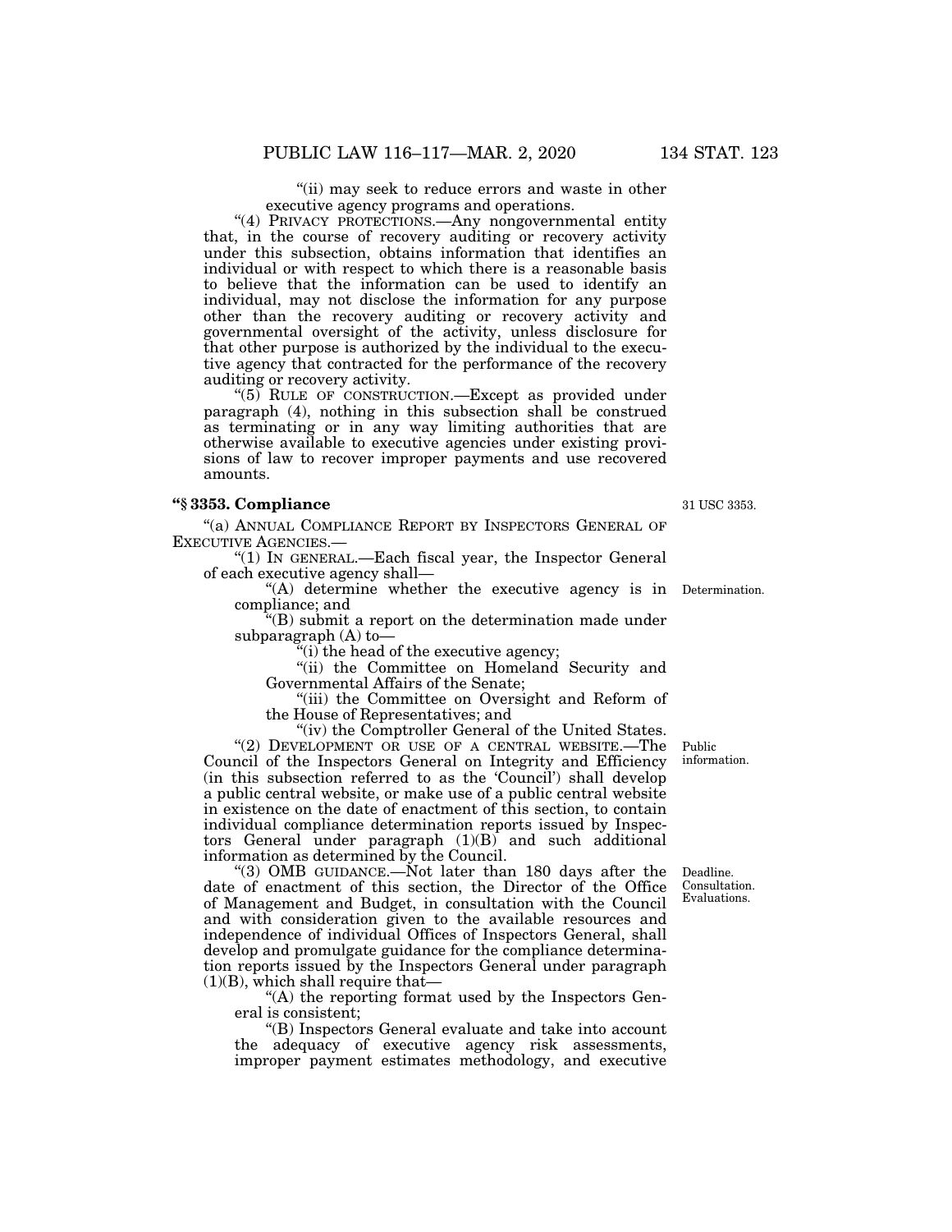"(ii) may seek to reduce errors and waste in other executive agency programs and operations.

"(4) PRIVACY PROTECTIONS.—Any nongovernmental entity that, in the course of recovery auditing or recovery activity under this subsection, obtains information that identifies an individual or with respect to which there is a reasonable basis to believe that the information can be used to identify an individual, may not disclose the information for any purpose other than the recovery auditing or recovery activity and governmental oversight of the activity, unless disclosure for that other purpose is authorized by the individual to the executive agency that contracted for the performance of the recovery auditing or recovery activity.

"(5) RULE OF CONSTRUCTION.—Except as provided under paragraph (4), nothing in this subsection shall be construed as terminating or in any way limiting authorities that are otherwise available to executive agencies under existing provisions of law to recover improper payments and use recovered amounts.

### "§ 3353. Compliance

31 USC 3353.

"(a) ANNUAL COMPLIANCE REPORT BY INSPECTORS GENERAL OF EXECUTIVE AGENCIES.—

"(1) IN GENERAL.—Each fiscal year, the Inspector General of each executive agency shall—

Determination.

"(A) determine whether the executive agency is in compliance; and

"(B) submit a report on the determination made under subparagraph (A) to—

"(i) the head of the executive agency;

"(ii) the Committee on Homeland Security and Governmental Affairs of the Senate;

"(iii) the Committee on Oversight and Reform of the House of Representatives; and

"(iv) the Comptroller General of the United States.

Public information.

"(2) DEVELOPMENT OR USE OF A CENTRAL WEBSITE.—The Council of the Inspectors General on Integrity and Efficiency (in this subsection referred to as the 'Council') shall develop a public central website, or make use of a public central website in existence on the date of enactment of this section, to contain individual compliance determination reports issued by Inspectors General under paragraph (1)(B) and such additional information as determined by the Council.

Deadline. Consultation. Evaluations.

"(3) OMB GUIDANCE.—Not later than 180 days after the date of enactment of this section, the Director of the Office of Management and Budget, in consultation with the Council and with consideration given to the available resources and independence of individual Offices of Inspectors General, shall develop and promulgate guidance for the compliance determination reports issued by the Inspectors General under paragraph (1)(B), which shall require that—

"(A) the reporting format used by the Inspectors General is consistent;

"(B) Inspectors General evaluate and take into account the adequacy of executive agency risk assessments, improper payment estimates methodology, and executive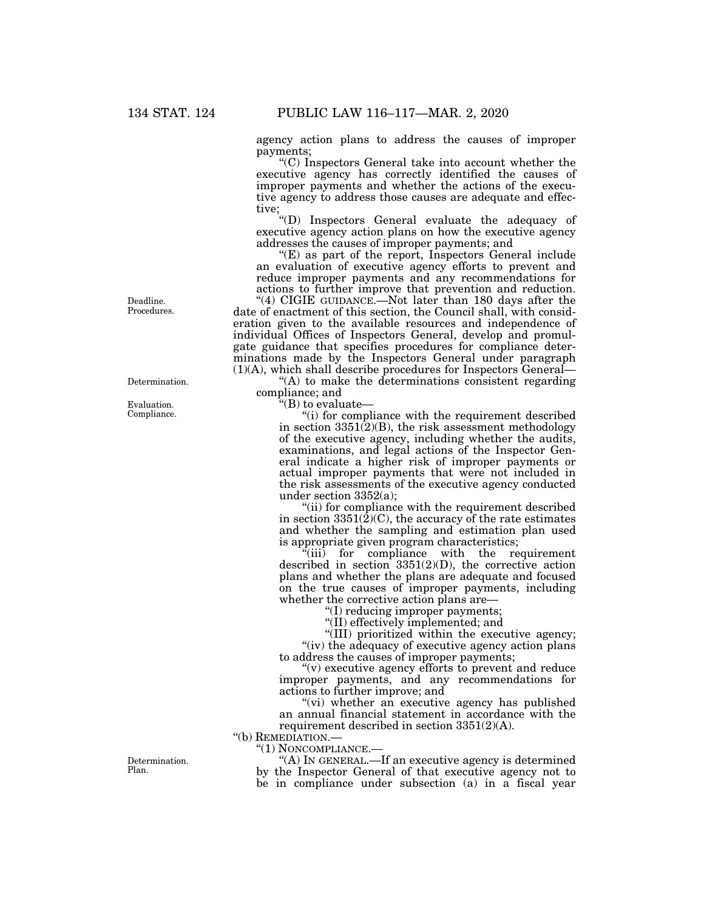agency action plans to address the causes of improper payments;

"(C) Inspectors General take into account whether the executive agency has correctly identified the causes of improper payments and whether the actions of the executive agency to address those causes are adequate and effective;

"(D) Inspectors General evaluate the adequacy of executive agency action plans on how the executive agency addresses the causes of improper payments; and

"(E) as part of the report, Inspectors General include an evaluation of executive agency efforts to prevent and reduce improper payments and any recommendations for actions to further improve that prevention and reduction.

"(4) CIGIE GUIDANCE.—Not later than 180 days after the date of enactment of this section, the Council shall, with consideration given to the available resources and independence of individual Offices of Inspectors General, develop and promulgate guidance that specifies procedures for compliance determinations made by the Inspectors General under paragraph (1)(A), which shall describe procedures for Inspectors General—

"(A) to make the determinations consistent regarding compliance; and

"(B) to evaluate—

"(i) for compliance with the requirement described in section 3351(2)(B), the risk assessment methodology of the executive agency, including whether the audits, examinations, and legal actions of the Inspector General indicate a higher risk of improper payments or actual improper payments that were not included in the risk assessments of the executive agency conducted under section 3352(a);

"(ii) for compliance with the requirement described in section 3351(2)(C), the accuracy of the rate estimates and whether the sampling and estimation plan used is appropriate given program characteristics;

"(iii) for compliance with the requirement described in section 3351(2)(D), the corrective action plans and whether the plans are adequate and focused on the true causes of improper payments, including whether the corrective action plans are—

"(I) reducing improper payments;

"(II) effectively implemented; and

"(III) prioritized within the executive agency;

"(iv) the adequacy of executive agency action plans to address the causes of improper payments;

"(v) executive agency efforts to prevent and reduce improper payments, and any recommendations for actions to further improve; and

"(vi) whether an executive agency has published an annual financial statement in accordance with the requirement described in section 3351(2)(A).

"(b) REMEDIATION.—

"(1) NONCOMPLIANCE.—

"(A) IN GENERAL.—If an executive agency is determined by the Inspector General of that executive agency not to be in compliance under subsection (a) in a fiscal year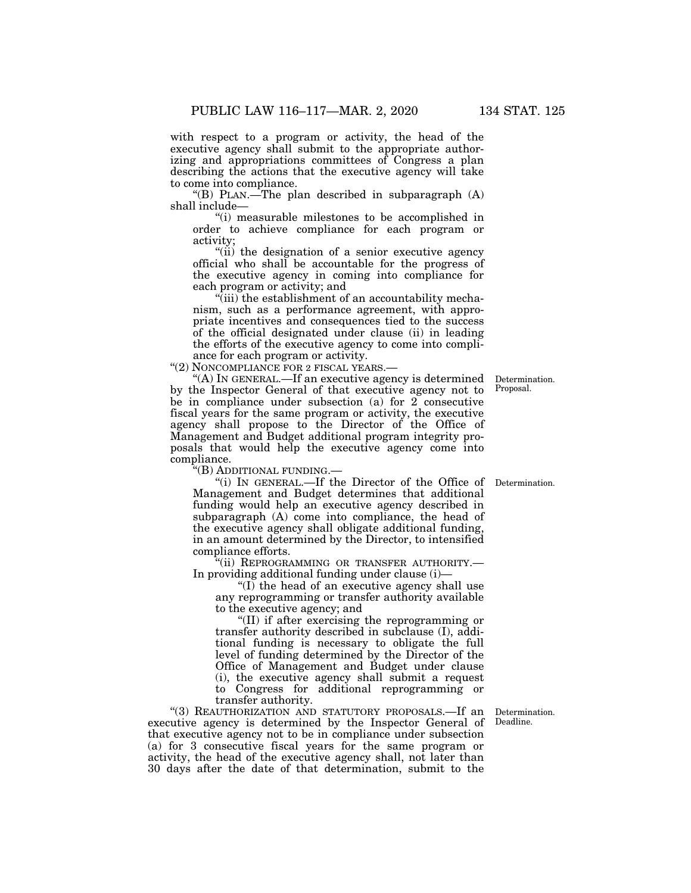with respect to a program or activity, the head of the executive agency shall submit to the appropriate authorizing and appropriations committees of Congress a plan describing the actions that the executive agency will take to come into compliance.

"(B) PLAN.—The plan described in subparagraph (A) shall include—

"(i) measurable milestones to be accomplished in order to achieve compliance for each program or activity;

"(ii) the designation of a senior executive agency official who shall be accountable for the progress of the executive agency in coming into compliance for each program or activity; and

"(iii) the establishment of an accountability mechanism, such as a performance agreement, with appropriate incentives and consequences tied to the success of the official designated under clause (ii) in leading the efforts of the executive agency to come into compliance for each program or activity.

"(2) NONCOMPLIANCE FOR 2 FISCAL YEARS.—

Determination. Proposal.

"(A) IN GENERAL.—If an executive agency is determined by the Inspector General of that executive agency not to be in compliance under subsection (a) for 2 consecutive fiscal years for the same program or activity, the executive agency shall propose to the Director of the Office of Management and Budget additional program integrity proposals that would help the executive agency come into compliance.

"(B) ADDITIONAL FUNDING.—

Determination.

"(i) IN GENERAL.—If the Director of the Office of Management and Budget determines that additional funding would help an executive agency described in subparagraph (A) come into compliance, the head of the executive agency shall obligate additional funding, in an amount determined by the Director, to intensified compliance efforts.

"(ii) REPROGRAMMING OR TRANSFER AUTHORITY.—In providing additional funding under clause (i)—

"(I) the head of an executive agency shall use any reprogramming or transfer authority available to the executive agency; and

"(II) if after exercising the reprogramming or transfer authority described in subclause (I), additional funding is necessary to obligate the full level of funding determined by the Director of the Office of Management and Budget under clause (i), the executive agency shall submit a request to Congress for additional reprogramming or transfer authority.

Determination. Deadline.

"(3) REAUTHORIZATION AND STATUTORY PROPOSALS.—If an executive agency is determined by the Inspector General of that executive agency not to be in compliance under subsection (a) for 3 consecutive fiscal years for the same program or activity, the head of the executive agency shall, not later than 30 days after the date of that determination, submit to the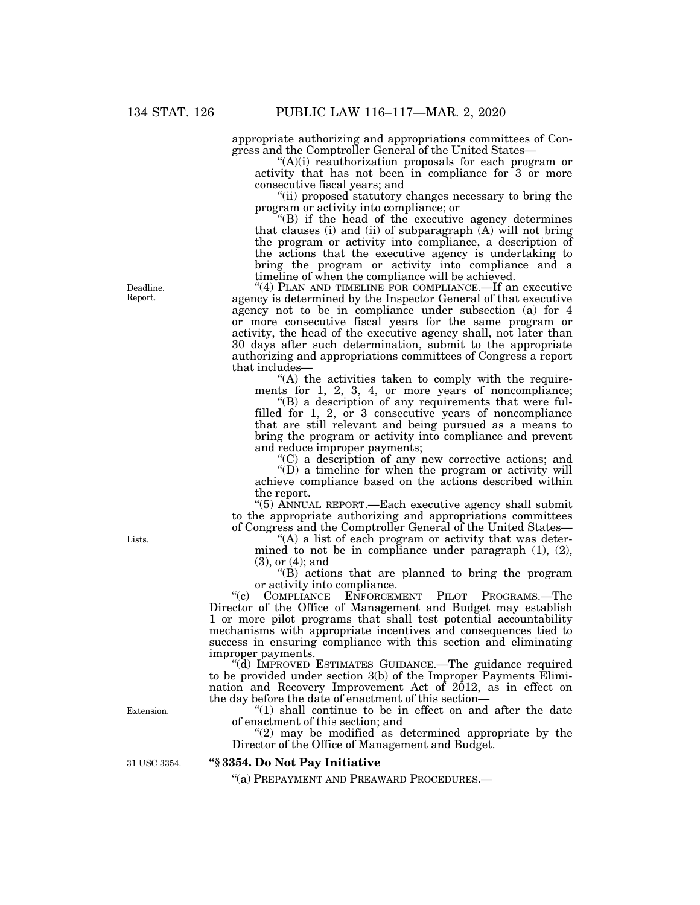appropriate authorizing and appropriations committees of Congress and the Comptroller General of the United States—

"(A)(i) reauthorization proposals for each program or activity that has not been in compliance for 3 or more consecutive fiscal years; and

"(ii) proposed statutory changes necessary to bring the program or activity into compliance; or

"(B) if the head of the executive agency determines that clauses (i) and (ii) of subparagraph (A) will not bring the program or activity into compliance, a description of the actions that the executive agency is undertaking to bring the program or activity into compliance and a timeline of when the compliance will be achieved.

Deadline. Report.

"(4) PLAN AND TIMELINE FOR COMPLIANCE.—If an executive agency is determined by the Inspector General of that executive agency not to be in compliance under subsection (a) for 4 or more consecutive fiscal years for the same program or activity, the head of the executive agency shall, not later than 30 days after such determination, submit to the appropriate authorizing and appropriations committees of Congress a report that includes—

"(A) the activities taken to comply with the requirements for 1, 2, 3, 4, or more years of noncompliance;

"(B) a description of any requirements that were fulfilled for 1, 2, or 3 consecutive years of noncompliance that are still relevant and being pursued as a means to bring the program or activity into compliance and prevent and reduce improper payments;

"(C) a description of any new corrective actions; and

"(D) a timeline for when the program or activity will achieve compliance based on the actions described within the report.

"(5) ANNUAL REPORT.—Each executive agency shall submit to the appropriate authorizing and appropriations committees of Congress and the Comptroller General of the United States—

Lists.

"(A) a list of each program or activity that was determined to not be in compliance under paragraph (1), (2), (3), or (4); and

"(B) actions that are planned to bring the program or activity into compliance.

"(c) COMPLIANCE ENFORCEMENT PILOT PROGRAMS.—The Director of the Office of Management and Budget may establish 1 or more pilot programs that shall test potential accountability mechanisms with appropriate incentives and consequences tied to success in ensuring compliance with this section and eliminating improper payments.

"(d) IMPROVED ESTIMATES GUIDANCE.—The guidance required to be provided under section 3(b) of the Improper Payments Elimination and Recovery Improvement Act of 2012, as in effect on the day before the date of enactment of this section—

Extension.

"(1) shall continue to be in effect on and after the date of enactment of this section; and

"(2) may be modified as determined appropriate by the Director of the Office of Management and Budget.

31 USC 3354.

### "§ 3354. Do Not Pay Initiative

"(a) PREPAYMENT AND PREAWARD PROCEDURES.—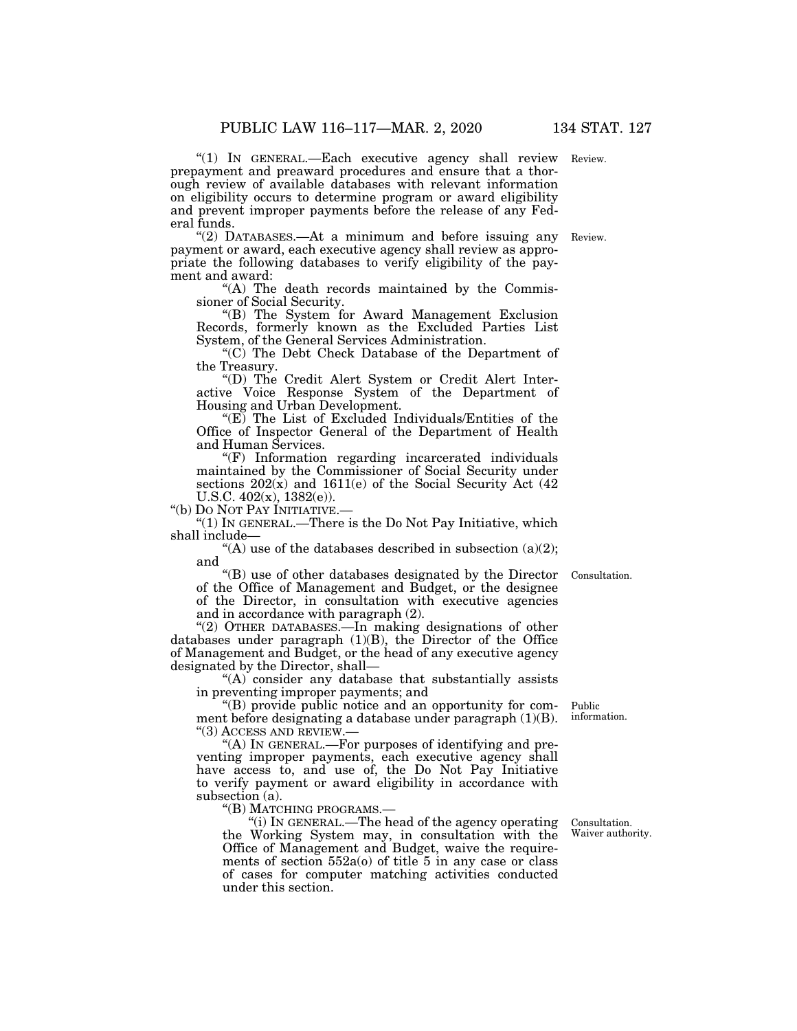"(1) IN GENERAL.—Each executive agency shall review prepayment and preaward procedures and ensure that a thorough review of available databases with relevant information on eligibility occurs to determine program or award eligibility and prevent improper payments before the release of any Federal funds.

Review.

"(2) DATABASES.—At a minimum and before issuing any payment or award, each executive agency shall review as appropriate the following databases to verify eligibility of the payment and award:

Review.

"(A) The death records maintained by the Commissioner of Social Security.

"(B) The System for Award Management Exclusion Records, formerly known as the Excluded Parties List System, of the General Services Administration.

"(C) The Debt Check Database of the Department of the Treasury.

"(D) The Credit Alert System or Credit Alert Interactive Voice Response System of the Department of Housing and Urban Development.

"(E) The List of Excluded Individuals/Entities of the Office of Inspector General of the Department of Health and Human Services.

"(F) Information regarding incarcerated individuals maintained by the Commissioner of Social Security under sections 202(x) and 1611(e) of the Social Security Act (42 U.S.C. 402(x), 1382(e)).

"(b) DO NOT PAY INITIATIVE.—

"(1) IN GENERAL.—There is the Do Not Pay Initiative, which shall include—

"(A) use of the databases described in subsection (a)(2); and

"(B) use of other databases designated by the Director of the Office of Management and Budget, or the designee of the Director, in consultation with executive agencies and in accordance with paragraph (2).

Consultation.

"(2) OTHER DATABASES.—In making designations of other databases under paragraph (1)(B), the Director of the Office of Management and Budget, or the head of any executive agency designated by the Director, shall—

"(A) consider any database that substantially assists in preventing improper payments; and

"(B) provide public notice and an opportunity for comment before designating a database under paragraph (1)(B).

Public information.

"(3) ACCESS AND REVIEW.—

"(A) IN GENERAL.—For purposes of identifying and preventing improper payments, each executive agency shall have access to, and use of, the Do Not Pay Initiative to verify payment or award eligibility in accordance with subsection (a).

"(B) MATCHING PROGRAMS.—

"(i) IN GENERAL.—The head of the agency operating the Working System may, in consultation with the Office of Management and Budget, waive the requirements of section 552a(o) of title 5 in any case or class of cases for computer matching activities conducted under this section.

Consultation. Waiver authority.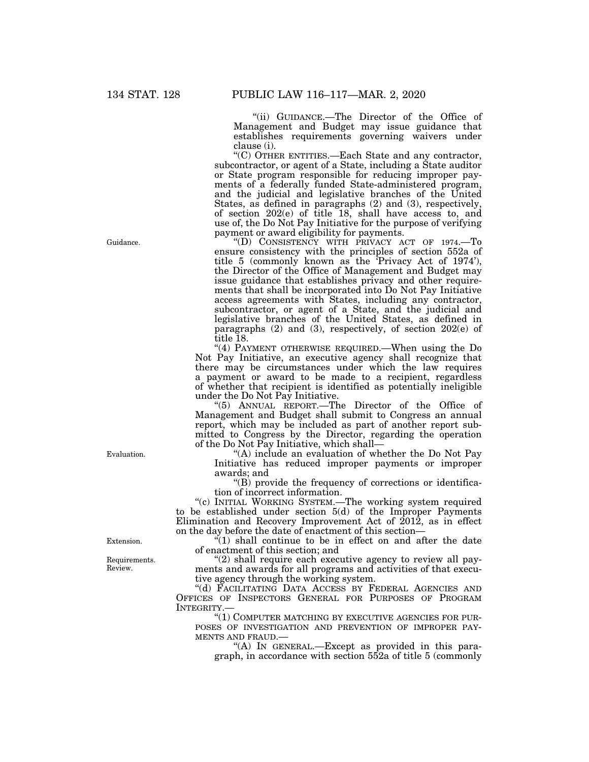"(ii) GUIDANCE.—The Director of the Office of Management and Budget may issue guidance that establishes requirements governing waivers under clause (i).

"(C) OTHER ENTITIES.—Each State and any contractor, subcontractor, or agent of a State, including a State auditor or State program responsible for reducing improper payments of a federally funded State-administered program, and the judicial and legislative branches of the United States, as defined in paragraphs (2) and (3), respectively, of section 202(e) of title 18, shall have access to, and use of, the Do Not Pay Initiative for the purpose of verifying payment or award eligibility for payments.

Guidance.

"(D) CONSISTENCY WITH PRIVACY ACT OF 1974.—To ensure consistency with the principles of section 552a of title 5 (commonly known as the 'Privacy Act of 1974'), the Director of the Office of Management and Budget may issue guidance that establishes privacy and other requirements that shall be incorporated into Do Not Pay Initiative access agreements with States, including any contractor, subcontractor, or agent of a State, and the judicial and legislative branches of the United States, as defined in paragraphs (2) and (3), respectively, of section 202(e) of title 18.

"(4) PAYMENT OTHERWISE REQUIRED.—When using the Do Not Pay Initiative, an executive agency shall recognize that there may be circumstances under which the law requires a payment or award to be made to a recipient, regardless of whether that recipient is identified as potentially ineligible under the Do Not Pay Initiative.

"(5) ANNUAL REPORT.—The Director of the Office of Management and Budget shall submit to Congress an annual report, which may be included as part of another report submitted to Congress by the Director, regarding the operation of the Do Not Pay Initiative, which shall—

Evaluation.

"(A) include an evaluation of whether the Do Not Pay Initiative has reduced improper payments or improper awards; and

"(B) provide the frequency of corrections or identification of incorrect information.

"(c) INITIAL WORKING SYSTEM.—The working system required to be established under section 5(d) of the Improper Payments Elimination and Recovery Improvement Act of 2012, as in effect on the day before the date of enactment of this section—

Extension.

"(1) shall continue to be in effect on and after the date of enactment of this section; and

Requirements. Review.

"(2) shall require each executive agency to review all payments and awards for all programs and activities of that executive agency through the working system.

"(d) FACILITATING DATA ACCESS BY FEDERAL AGENCIES AND OFFICES OF INSPECTORS GENERAL FOR PURPOSES OF PROGRAM INTEGRITY.—

"(1) COMPUTER MATCHING BY EXECUTIVE AGENCIES FOR PURPOSES OF INVESTIGATION AND PREVENTION OF IMPROPER PAYMENTS AND FRAUD.—

"(A) IN GENERAL.—Except as provided in this paragraph, in accordance with section 552a of title 5 (commonly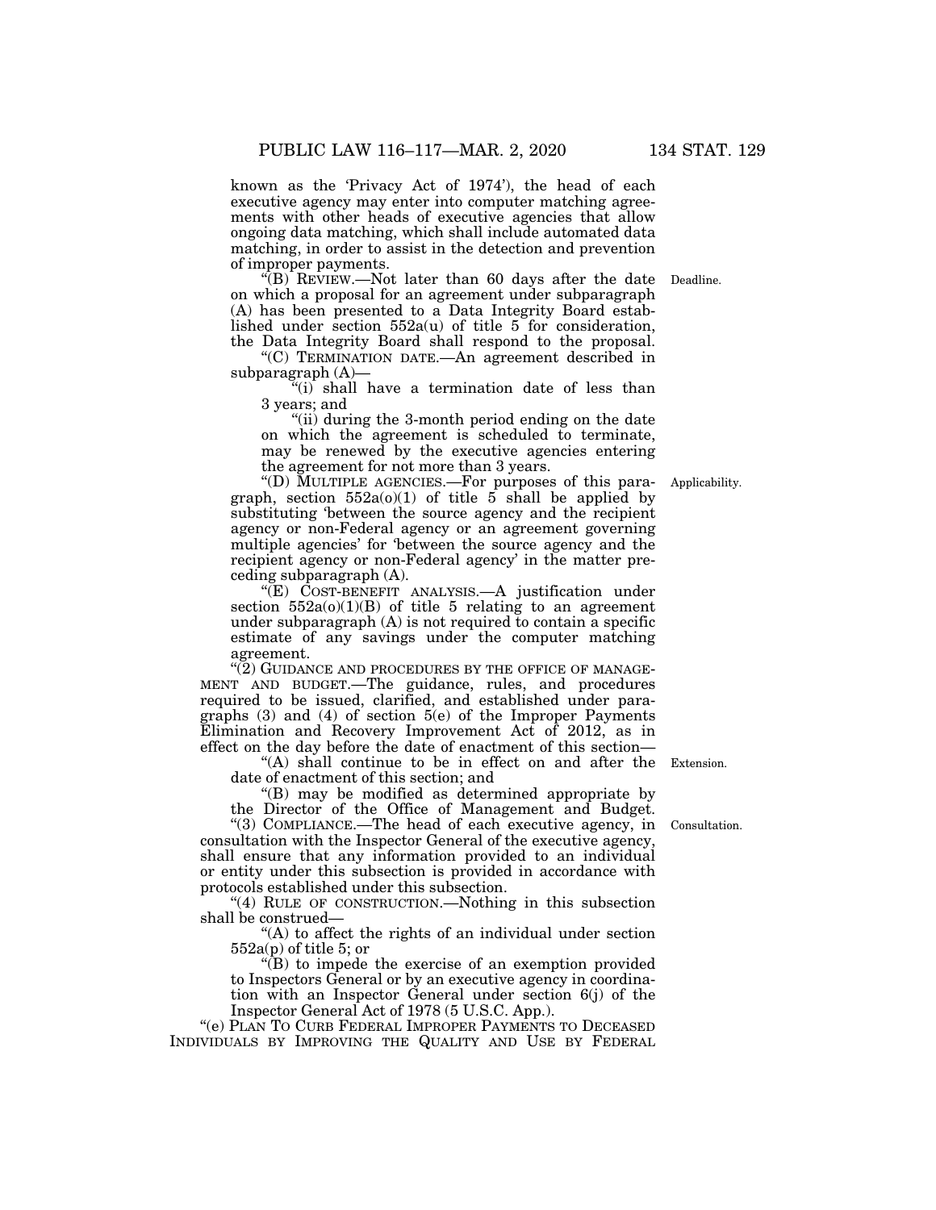known as the 'Privacy Act of 1974'), the head of each executive agency may enter into computer matching agreements with other heads of executive agencies that allow ongoing data matching, which shall include automated data matching, in order to assist in the detection and prevention of improper payments.

"(B) REVIEW.—Not later than 60 days after the date on which a proposal for an agreement under subparagraph (A) has been presented to a Data Integrity Board established under section 552a(u) of title 5 for consideration, the Data Integrity Board shall respond to the proposal.

Deadline.

"(C) TERMINATION DATE.—An agreement described in subparagraph (A)—

"(i) shall have a termination date of less than 3 years; and

"(ii) during the 3-month period ending on the date on which the agreement is scheduled to terminate, may be renewed by the executive agencies entering the agreement for not more than 3 years.

"(D) MULTIPLE AGENCIES.—For purposes of this paragraph, section 552a(o)(1) of title 5 shall be applied by substituting 'between the source agency and the recipient agency or non-Federal agency or an agreement governing multiple agencies' for 'between the source agency and the recipient agency or non-Federal agency' in the matter preceding subparagraph (A).

Applicability.

"(E) COST-BENEFIT ANALYSIS.—A justification under section 552a(o)(1)(B) of title 5 relating to an agreement under subparagraph (A) is not required to contain a specific estimate of any savings under the computer matching agreement.

"(2) GUIDANCE AND PROCEDURES BY THE OFFICE OF MANAGEMENT AND BUDGET.—The guidance, rules, and procedures required to be issued, clarified, and established under paragraphs (3) and (4) of section 5(e) of the Improper Payments Elimination and Recovery Improvement Act of 2012, as in effect on the day before the date of enactment of this section—

"(A) shall continue to be in effect on and after the date of enactment of this section; and

Extension.

"(B) may be modified as determined appropriate by the Director of the Office of Management and Budget.

"(3) COMPLIANCE.—The head of each executive agency, in consultation with the Inspector General of the executive agency, shall ensure that any information provided to an individual or entity under this subsection is provided in accordance with protocols established under this subsection.

Consultation.

"(4) RULE OF CONSTRUCTION.—Nothing in this subsection shall be construed—

"(A) to affect the rights of an individual under section 552a(p) of title 5; or

"(B) to impede the exercise of an exemption provided to Inspectors General or by an executive agency in coordination with an Inspector General under section 6(j) of the Inspector General Act of 1978 (5 U.S.C. App.).

"(e) PLAN TO CURB FEDERAL IMPROPER PAYMENTS TO DECEASED INDIVIDUALS BY IMPROVING THE QUALITY AND USE BY FEDERAL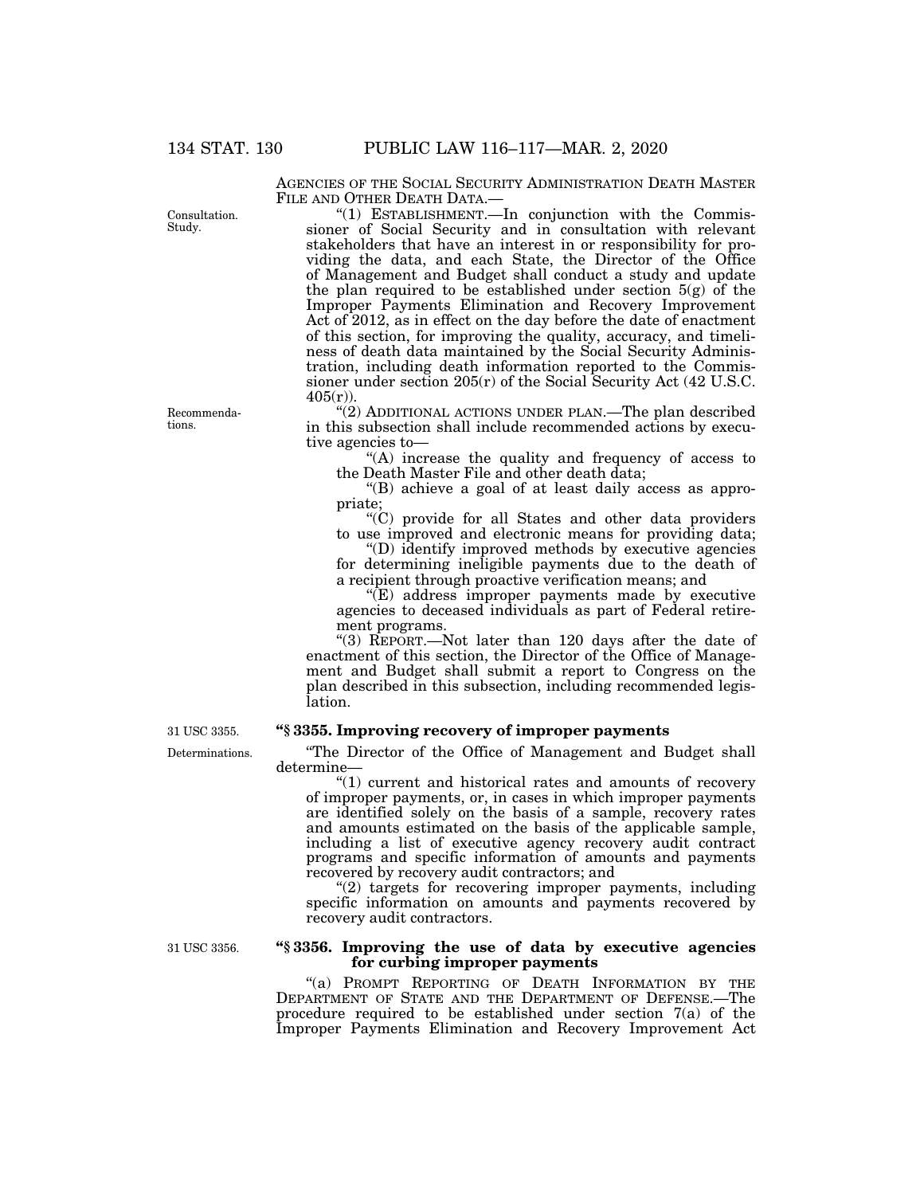AGENCIES OF THE SOCIAL SECURITY ADMINISTRATION DEATH MASTER FILE AND OTHER DEATH DATA.—

Consultation. Study.

"(1) ESTABLISHMENT.—In conjunction with the Commissioner of Social Security and in consultation with relevant stakeholders that have an interest in or responsibility for providing the data, and each State, the Director of the Office of Management and Budget shall conduct a study and update the plan required to be established under section 5(g) of the Improper Payments Elimination and Recovery Improvement Act of 2012, as in effect on the day before the date of enactment of this section, for improving the quality, accuracy, and timeliness of death data maintained by the Social Security Administration, including death information reported to the Commissioner under section 205(r) of the Social Security Act (42 U.S.C. 405(r)).

Recommendations.

"(2) ADDITIONAL ACTIONS UNDER PLAN.—The plan described in this subsection shall include recommended actions by executive agencies to—

"(A) increase the quality and frequency of access to the Death Master File and other death data;

"(B) achieve a goal of at least daily access as appropriate;

"(C) provide for all States and other data providers to use improved and electronic means for providing data;

"(D) identify improved methods by executive agencies for determining ineligible payments due to the death of a recipient through proactive verification means; and

"(E) address improper payments made by executive agencies to deceased individuals as part of Federal retirement programs.

"(3) REPORT.—Not later than 120 days after the date of enactment of this section, the Director of the Office of Management and Budget shall submit a report to Congress on the plan described in this subsection, including recommended legislation.

31 USC 3355.

### "§ 3355. Improving recovery of improper payments

Determinations.

"The Director of the Office of Management and Budget shall determine—

"(1) current and historical rates and amounts of recovery of improper payments, or, in cases in which improper payments are identified solely on the basis of a sample, recovery rates and amounts estimated on the basis of the applicable sample, including a list of executive agency recovery audit contract programs and specific information of amounts and payments recovered by recovery audit contractors; and

"(2) targets for recovering improper payments, including specific information on amounts and payments recovered by recovery audit contractors.

31 USC 3356.

### "§ 3356. Improving the use of data by executive agencies for curbing improper payments

"(a) PROMPT REPORTING OF DEATH INFORMATION BY THE DEPARTMENT OF STATE AND THE DEPARTMENT OF DEFENSE.—The procedure required to be established under section 7(a) of the Improper Payments Elimination and Recovery Improvement Act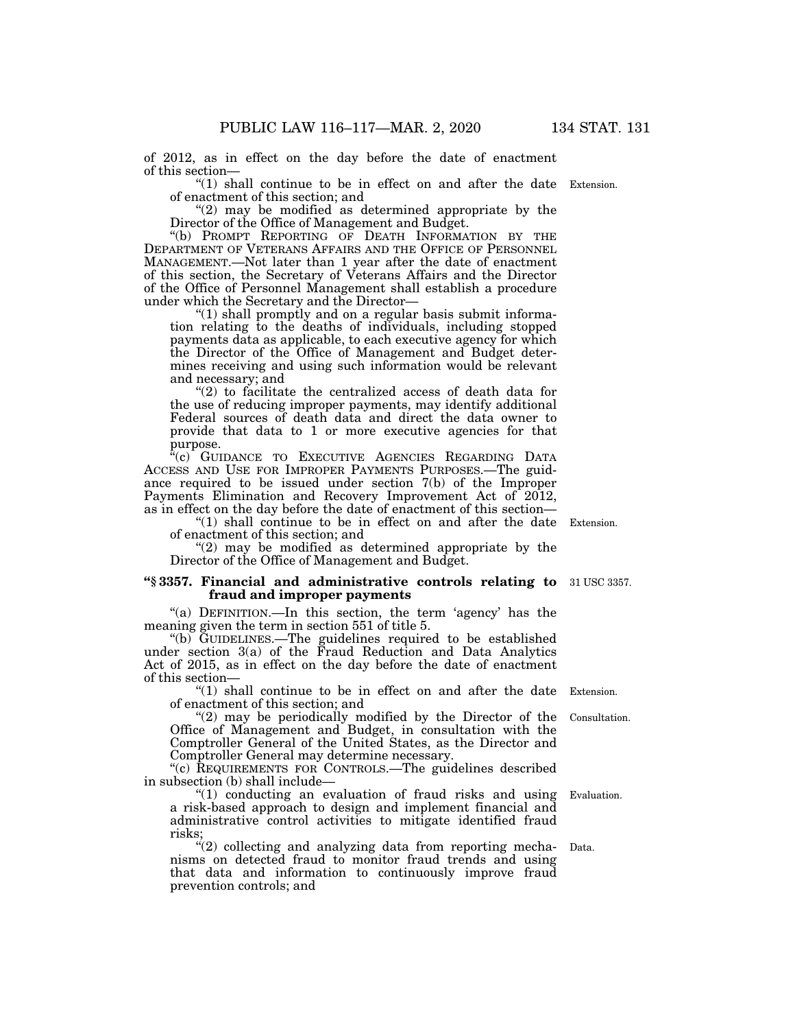of 2012, as in effect on the day before the date of enactment of this section—

"(1) shall continue to be in effect on and after the date of enactment of this section; and

"(2) may be modified as determined appropriate by the Director of the Office of Management and Budget.

"(b) PROMPT REPORTING OF DEATH INFORMATION BY THE DEPARTMENT OF VETERANS AFFAIRS AND THE OFFICE OF PERSONNEL MANAGEMENT.—Not later than 1 year after the date of enactment of this section, the Secretary of Veterans Affairs and the Director of the Office of Personnel Management shall establish a procedure under which the Secretary and the Director—

"(1) shall promptly and on a regular basis submit information relating to the deaths of individuals, including stopped payments data as applicable, to each executive agency for which the Director of the Office of Management and Budget determines receiving and using such information would be relevant and necessary; and

"(2) to facilitate the centralized access of death data for the use of reducing improper payments, may identify additional Federal sources of death data and direct the data owner to provide that data to 1 or more executive agencies for that purpose.

"(c) GUIDANCE TO EXECUTIVE AGENCIES REGARDING DATA ACCESS AND USE FOR IMPROPER PAYMENTS PURPOSES.—The guidance required to be issued under section 7(b) of the Improper Payments Elimination and Recovery Improvement Act of 2012, as in effect on the day before the date of enactment of this section—

"(1) shall continue to be in effect on and after the date of enactment of this section; and

"(2) may be modified as determined appropriate by the Director of the Office of Management and Budget.

### "§ 3357. Financial and administrative controls relating to fraud and improper payments

"(a) DEFINITION.—In this section, the term 'agency' has the meaning given the term in section 551 of title 5.

"(b) GUIDELINES.—The guidelines required to be established under section 3(a) of the Fraud Reduction and Data Analytics Act of 2015, as in effect on the day before the date of enactment of this section—

"(1) shall continue to be in effect on and after the date of enactment of this section; and

"(2) may be periodically modified by the Director of the Office of Management and Budget, in consultation with the Comptroller General of the United States, as the Director and Comptroller General may determine necessary.

"(c) REQUIREMENTS FOR CONTROLS.—The guidelines described in subsection (b) shall include—

"(1) conducting an evaluation of fraud risks and using a risk-based approach to design and implement financial and administrative control activities to mitigate identified fraud risks;

"(2) collecting and analyzing data from reporting mechanisms on detected fraud to monitor fraud trends and using that data and information to continuously improve fraud prevention controls; and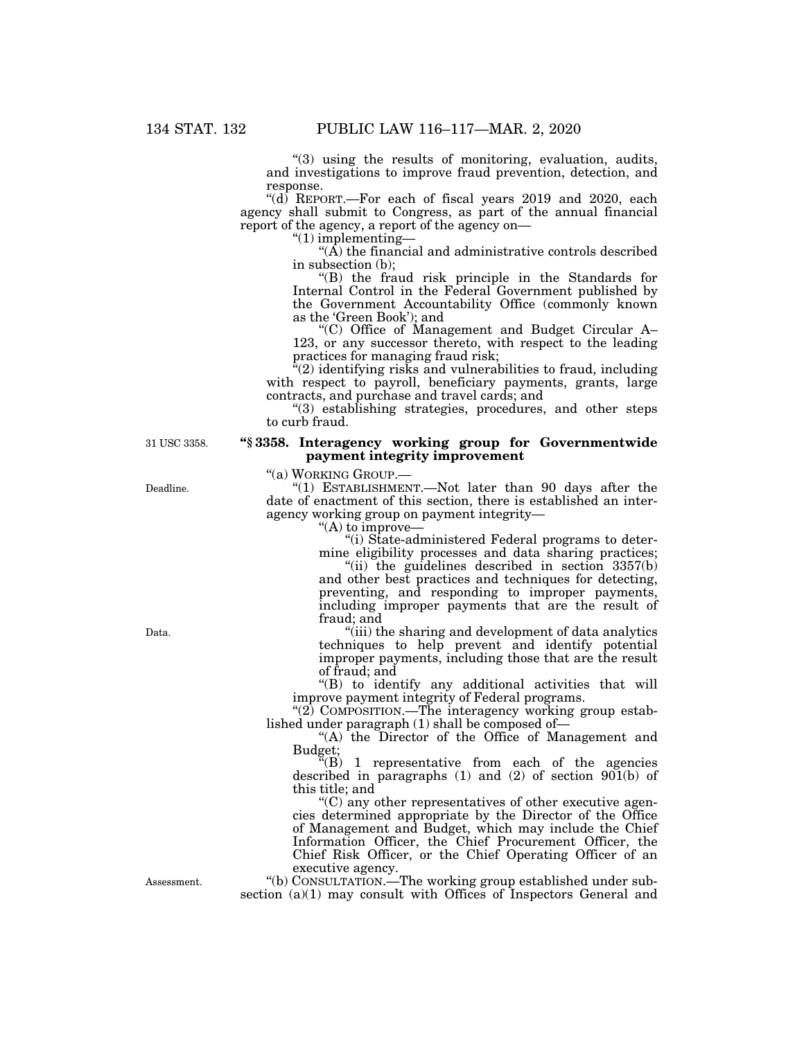"(3) using the results of monitoring, evaluation, audits, and investigations to improve fraud prevention, detection, and response.

"(d) REPORT.—For each of fiscal years 2019 and 2020, each agency shall submit to Congress, as part of the annual financial report of the agency, a report of the agency on—

"(1) implementing—

"(A) the financial and administrative controls described in subsection (b);

"(B) the fraud risk principle in the Standards for Internal Control in the Federal Government published by the Government Accountability Office (commonly known as the 'Green Book'); and

"(C) Office of Management and Budget Circular A–123, or any successor thereto, with respect to the leading practices for managing fraud risk;

"(2) identifying risks and vulnerabilities to fraud, including with respect to payroll, beneficiary payments, grants, large contracts, and purchase and travel cards; and

"(3) establishing strategies, procedures, and other steps to curb fraud.

31 USC 3358.

## "§ 3358. Interagency working group for Governmentwide payment integrity improvement

"(a) WORKING GROUP.—

Deadline.

"(1) ESTABLISHMENT.—Not later than 90 days after the date of enactment of this section, there is established an interagency working group on payment integrity—

"(A) to improve—

"(i) State-administered Federal programs to determine eligibility processes and data sharing practices;

"(ii) the guidelines described in section 3357(b) and other best practices and techniques for detecting, preventing, and responding to improper payments, including improper payments that are the result of fraud; and

Data.

"(iii) the sharing and development of data analytics techniques to help prevent and identify potential improper payments, including those that are the result of fraud; and

"(B) to identify any additional activities that will improve payment integrity of Federal programs.

"(2) COMPOSITION.—The interagency working group established under paragraph (1) shall be composed of—

"(A) the Director of the Office of Management and Budget;

"(B) 1 representative from each of the agencies described in paragraphs (1) and (2) of section 901(b) of this title; and

"(C) any other representatives of other executive agencies determined appropriate by the Director of the Office of Management and Budget, which may include the Chief Information Officer, the Chief Procurement Officer, the Chief Risk Officer, or the Chief Operating Officer of an executive agency.

Assessment.

"(b) CONSULTATION.—The working group established under subsection (a)(1) may consult with Offices of Inspectors General and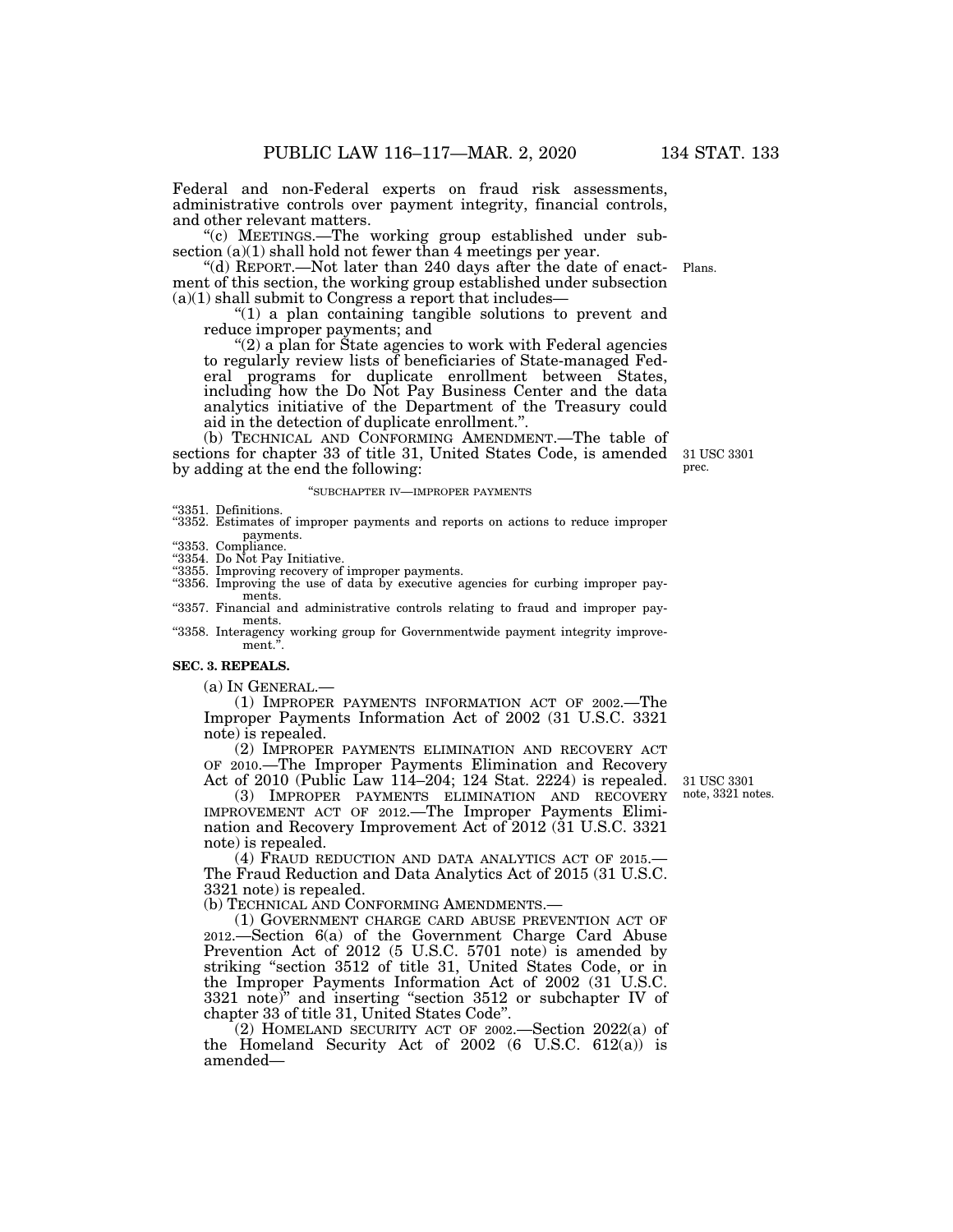Federal and non-Federal experts on fraud risk assessments, administrative controls over payment integrity, financial controls, and other relevant matters.

"(c) MEETINGS.—The working group established under subsection (a)(1) shall hold not fewer than 4 meetings per year.

"(d) REPORT.—Not later than 240 days after the date of enactment of this section, the working group established under subsection (a)(1) shall submit to Congress a report that includes—

Plans.

"(1) a plan containing tangible solutions to prevent and reduce improper payments; and

"(2) a plan for State agencies to work with Federal agencies to regularly review lists of beneficiaries of State-managed Federal programs for duplicate enrollment between States, including how the Do Not Pay Business Center and the data analytics initiative of the Department of the Treasury could aid in the detection of duplicate enrollment.".

(b) TECHNICAL AND CONFORMING AMENDMENT.—The table of sections for chapter 33 of title 31, United States Code, is amended by adding at the end the following:

31 USC 3301 prec.

"SUBCHAPTER IV—IMPROPER PAYMENTS

"3351. Definitions.
"3352. Estimates of improper payments and reports on actions to reduce improper payments.
"3353. Compliance.
"3354. Do Not Pay Initiative.
"3355. Improving recovery of improper payments.
"3356. Improving the use of data by executive agencies for curbing improper payments.
"3357. Financial and administrative controls relating to fraud and improper payments.
"3358. Interagency working group for Governmentwide payment integrity improvement.".

**SEC. 3. REPEALS.**

(a) IN GENERAL.—

(1) IMPROPER PAYMENTS INFORMATION ACT OF 2002.—The Improper Payments Information Act of 2002 (31 U.S.C. 3321 note) is repealed.

(2) IMPROPER PAYMENTS ELIMINATION AND RECOVERY ACT OF 2010.—The Improper Payments Elimination and Recovery Act of 2010 (Public Law 114–204; 124 Stat. 2224) is repealed.

31 USC 3301 note, 3321 notes.

(3) IMPROPER PAYMENTS ELIMINATION AND RECOVERY IMPROVEMENT ACT OF 2012.—The Improper Payments Elimination and Recovery Improvement Act of 2012 (31 U.S.C. 3321 note) is repealed.

(4) FRAUD REDUCTION AND DATA ANALYTICS ACT OF 2015.—The Fraud Reduction and Data Analytics Act of 2015 (31 U.S.C. 3321 note) is repealed.

(b) TECHNICAL AND CONFORMING AMENDMENTS.—

(1) GOVERNMENT CHARGE CARD ABUSE PREVENTION ACT OF 2012.—Section 6(a) of the Government Charge Card Abuse Prevention Act of 2012 (5 U.S.C. 5701 note) is amended by striking "section 3512 of title 31, United States Code, or in the Improper Payments Information Act of 2002 (31 U.S.C. 3321 note)" and inserting "section 3512 or subchapter IV of chapter 33 of title 31, United States Code".

(2) HOMELAND SECURITY ACT OF 2002.—Section 2022(a) of the Homeland Security Act of 2002 (6 U.S.C. 612(a)) is amended—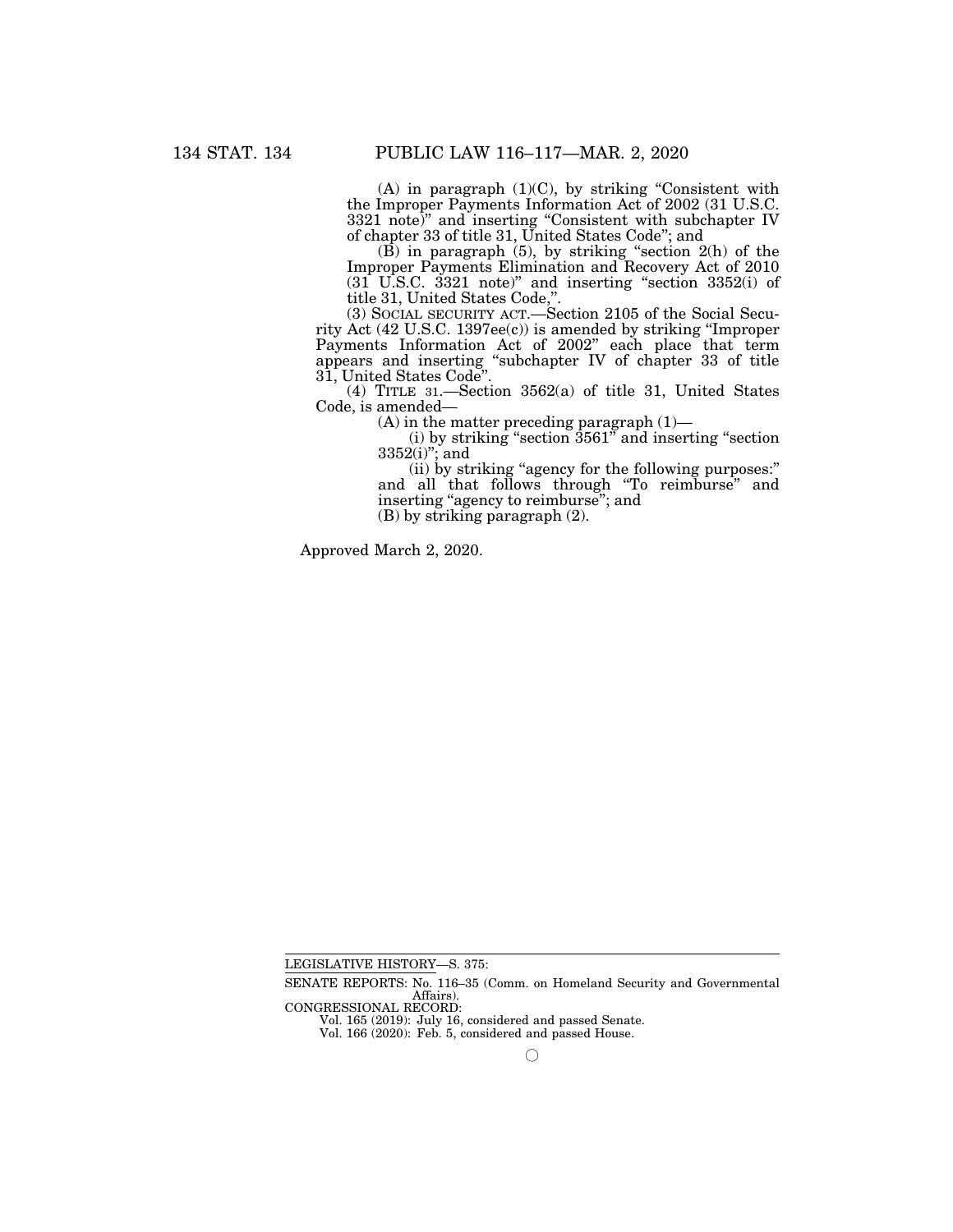(A) in paragraph (1)(C), by striking "Consistent with the Improper Payments Information Act of 2002 (31 U.S.C. 3321 note)" and inserting "Consistent with subchapter IV of chapter 33 of title 31, United States Code"; and

(B) in paragraph (5), by striking "section 2(h) of the Improper Payments Elimination and Recovery Act of 2010 (31 U.S.C. 3321 note)" and inserting "section 3352(i) of title 31, United States Code,".

(3) SOCIAL SECURITY ACT.—Section 2105 of the Social Security Act (42 U.S.C. 1397ee(c)) is amended by striking "Improper Payments Information Act of 2002" each place that term appears and inserting "subchapter IV of chapter 33 of title 31, United States Code".

(4) TITLE 31.—Section 3562(a) of title 31, United States Code, is amended—

(A) in the matter preceding paragraph (1)—

(i) by striking "section 3561" and inserting "section 3352(i)"; and

(ii) by striking "agency for the following purposes:" and all that follows through "To reimburse" and inserting "agency to reimburse"; and

(B) by striking paragraph (2).

Approved March 2, 2020.

---

LEGISLATIVE HISTORY—S. 375:

SENATE REPORTS: No. 116–35 (Comm. on Homeland Security and Governmental Affairs).

CONGRESSIONAL RECORD:

Vol. 165 (2019): July 16, considered and passed Senate.

Vol. 166 (2020): Feb. 5, considered and passed House.

○